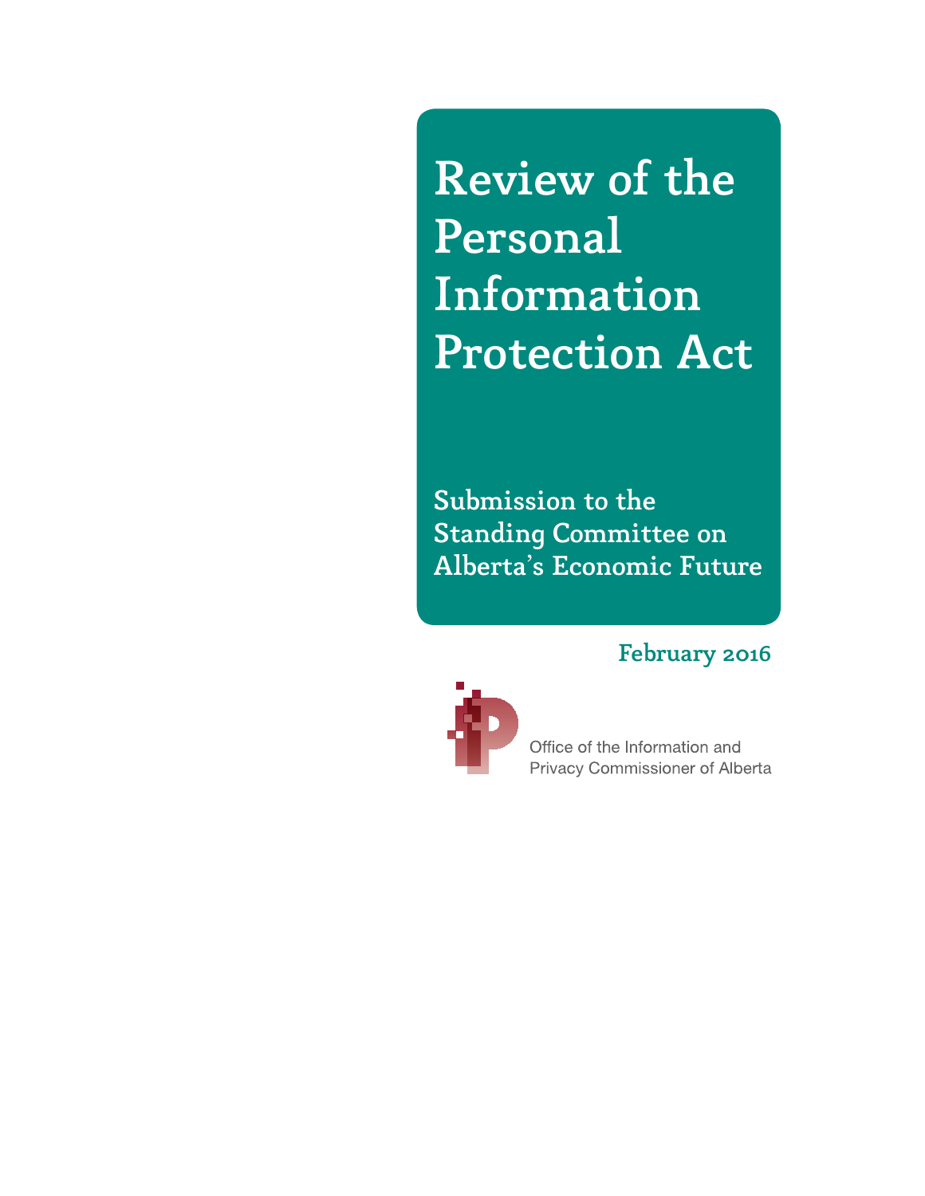# Review of the Personal Information Protection Act

## Submission to the Standing Committee on Alberta's Economic Future

February 2016

Office of the Information and Privacy Commissioner of Alberta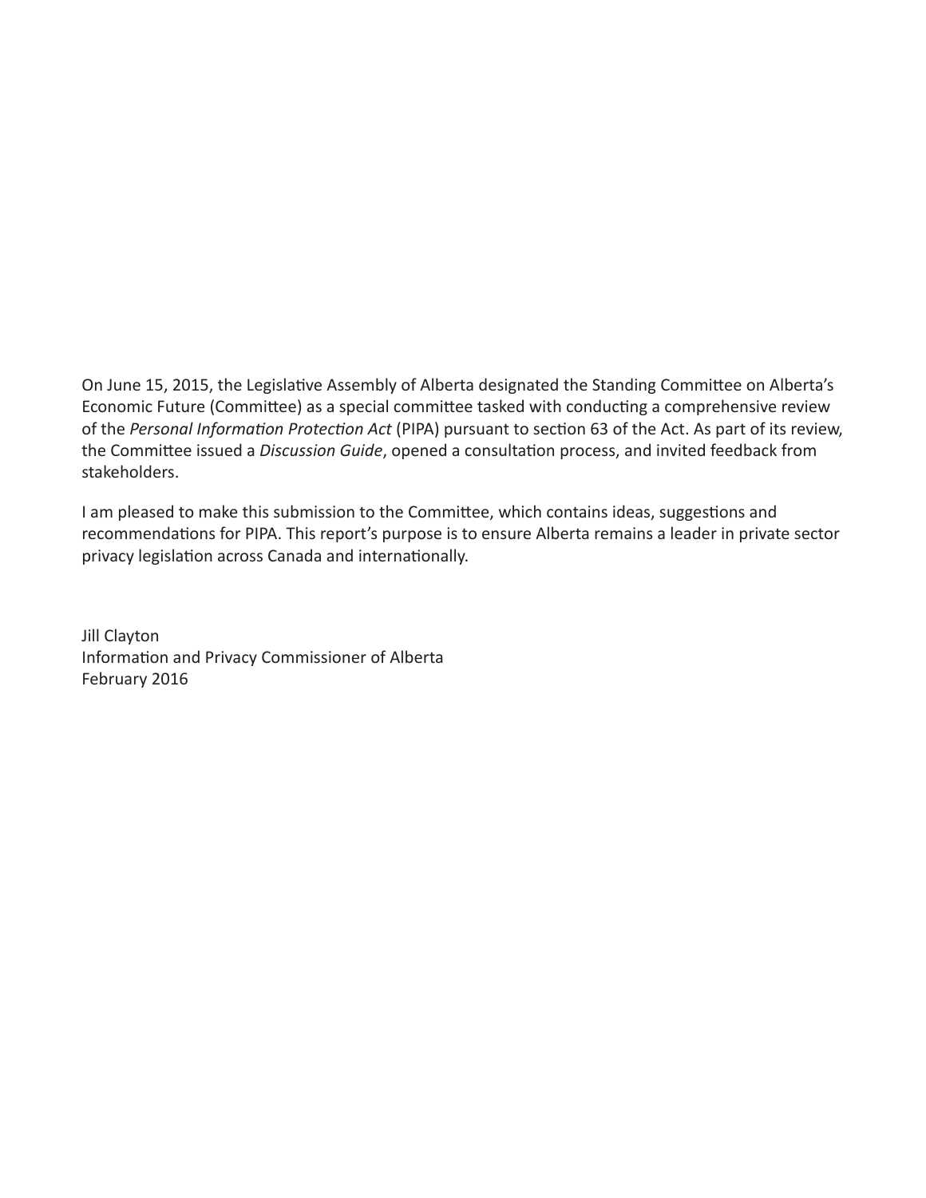On June 15, 2015, the Legislative Assembly of Alberta designated the Standing Committee on Alberta's Economic Future (Committee) as a special committee tasked with conducting a comprehensive review of the *Personal Information Protection Act* (PIPA) pursuant to section 63 of the Act. As part of its review, the Committee issued a *Discussion Guide*, opened a consultation process, and invited feedback from stakeholders.

I am pleased to make this submission to the Committee, which contains ideas, suggestions and recommendations for PIPA. This report's purpose is to ensure Alberta remains a leader in private sector privacy legislation across Canada and internationally.

Jill Clayton  
Information and Privacy Commissioner of Alberta  
February 2016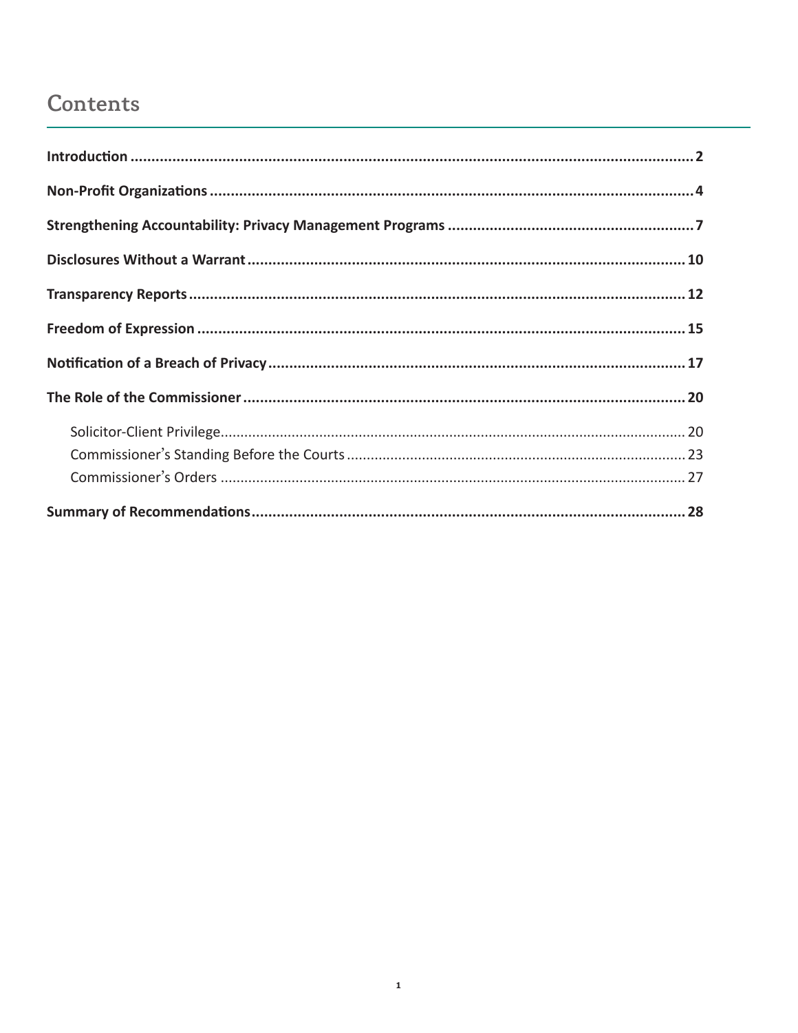# Contents

**Introduction** ..... **2**

**Non-Profit Organizations** ..... **4**

**Strengthening Accountability: Privacy Management Programs** ..... **7**

**Disclosures Without a Warrant** ..... **10**

**Transparency Reports** ..... **12**

**Freedom of Expression** ..... **15**

**Notification of a Breach of Privacy** ..... **17**

**The Role of the Commissioner** ..... **20**

- Solicitor-Client Privilege ..... 20
- Commissioner's Standing Before the Courts ..... 23
- Commissioner's Orders ..... 27

**Summary of Recommendations** ..... **28**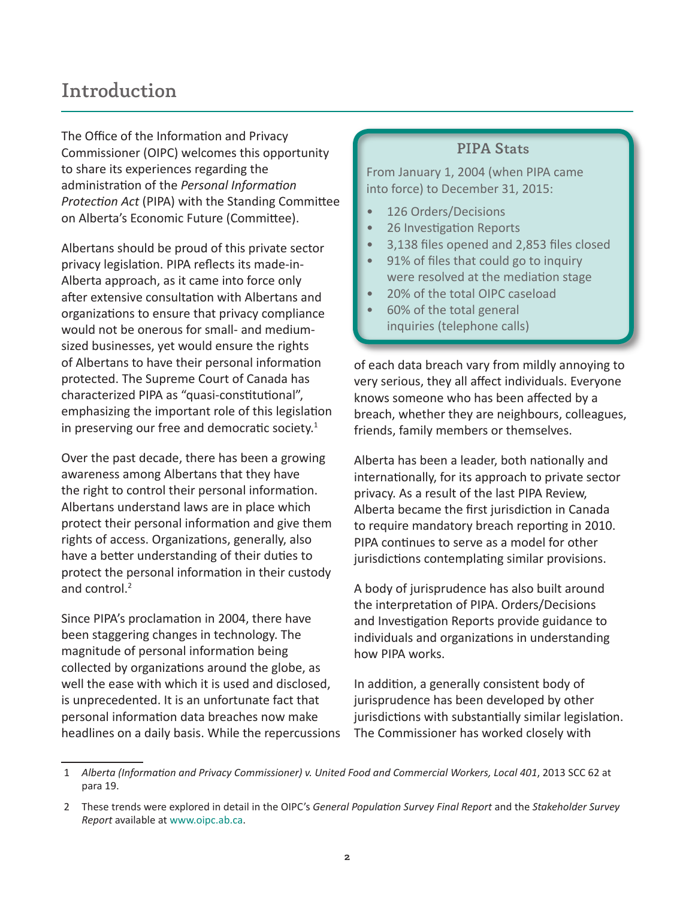# Introduction

The Office of the Information and Privacy Commissioner (OIPC) welcomes this opportunity to share its experiences regarding the administration of the *Personal Information Protection Act* (PIPA) with the Standing Committee on Alberta's Economic Future (Committee).

Albertans should be proud of this private sector privacy legislation. PIPA reflects its made-in-Alberta approach, as it came into force only after extensive consultation with Albertans and organizations to ensure that privacy compliance would not be onerous for small- and medium-sized businesses, yet would ensure the rights of Albertans to have their personal information protected. The Supreme Court of Canada has characterized PIPA as "quasi-constitutional", emphasizing the important role of this legislation in preserving our free and democratic society.[1]

Over the past decade, there has been a growing awareness among Albertans that they have the right to control their personal information. Albertans understand laws are in place which protect their personal information and give them rights of access. Organizations, generally, also have a better understanding of their duties to protect the personal information in their custody and control.[2]

Since PIPA's proclamation in 2004, there have been staggering changes in technology. The magnitude of personal information being collected by organizations around the globe, as well the ease with which it is used and disclosed, is unprecedented. It is an unfortunate fact that personal information data breaches now make headlines on a daily basis. While the repercussions of each data breach vary from mildly annoying to very serious, they all affect individuals. Everyone knows someone who has been affected by a breach, whether they are neighbours, colleagues, friends, family members or themselves.

### PIPA Stats

From January 1, 2004 (when PIPA came into force) to December 31, 2015:

- 126 Orders/Decisions
- 26 Investigation Reports
- 3,138 files opened and 2,853 files closed
- 91% of files that could go to inquiry were resolved at the mediation stage
- 20% of the total OIPC caseload
- 60% of the total general inquiries (telephone calls)

Alberta has been a leader, both nationally and internationally, for its approach to private sector privacy. As a result of the last PIPA Review, Alberta became the first jurisdiction in Canada to require mandatory breach reporting in 2010. PIPA continues to serve as a model for other jurisdictions contemplating similar provisions.

A body of jurisprudence has also built around the interpretation of PIPA. Orders/Decisions and Investigation Reports provide guidance to individuals and organizations in understanding how PIPA works.

In addition, a generally consistent body of jurisprudence has been developed by other jurisdictions with substantially similar legislation. The Commissioner has worked closely with

---

1 *Alberta (Information and Privacy Commissioner) v. United Food and Commercial Workers, Local 401*, 2013 SCC 62 at para 19.

2 These trends were explored in detail in the OIPC's *General Population Survey Final Report* and the *Stakeholder Survey Report* available at www.oipc.ab.ca.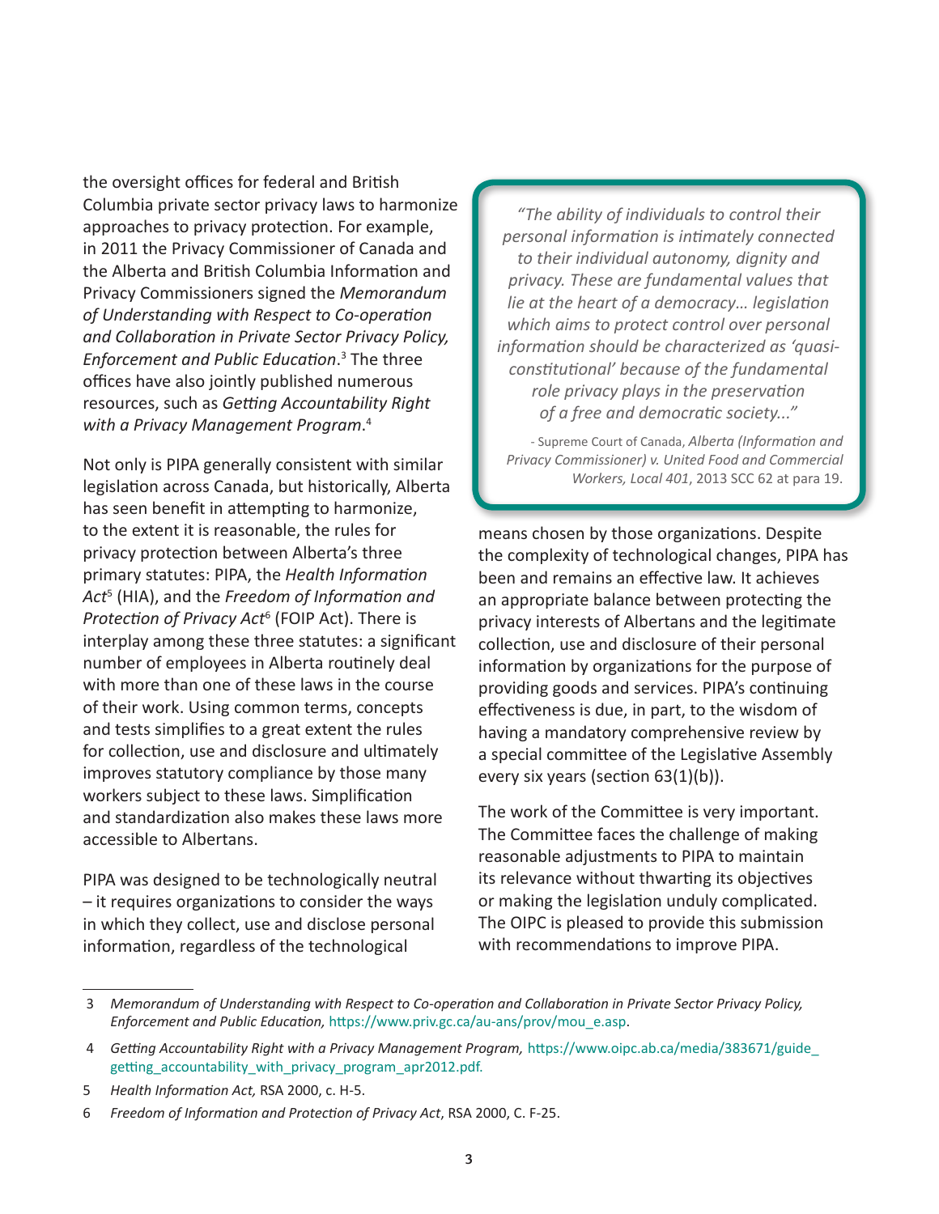the oversight offices for federal and British Columbia private sector privacy laws to harmonize approaches to privacy protection. For example, in 2011 the Privacy Commissioner of Canada and the Alberta and British Columbia Information and Privacy Commissioners signed the *Memorandum of Understanding with Respect to Co-operation and Collaboration in Private Sector Privacy Policy, Enforcement and Public Education*.[3] The three offices have also jointly published numerous resources, such as *Getting Accountability Right with a Privacy Management Program*.[4]

Not only is PIPA generally consistent with similar legislation across Canada, but historically, Alberta has seen benefit in attempting to harmonize, to the extent it is reasonable, the rules for privacy protection between Alberta's three primary statutes: PIPA, the *Health Information Act*[5] (HIA), and the *Freedom of Information and Protection of Privacy Act*[6] (FOIP Act). There is interplay among these three statutes: a significant number of employees in Alberta routinely deal with more than one of these laws in the course of their work. Using common terms, concepts and tests simplifies to a great extent the rules for collection, use and disclosure and ultimately improves statutory compliance by those many workers subject to these laws. Simplification and standardization also makes these laws more accessible to Albertans.

PIPA was designed to be technologically neutral – it requires organizations to consider the ways in which they collect, use and disclose personal information, regardless of the technological means chosen by those organizations. Despite the complexity of technological changes, PIPA has been and remains an effective law. It achieves an appropriate balance between protecting the privacy interests of Albertans and the legitimate collection, use and disclosure of their personal information by organizations for the purpose of providing goods and services. PIPA's continuing effectiveness is due, in part, to the wisdom of having a mandatory comprehensive review by a special committee of the Legislative Assembly every six years (section 63(1)(b)).

> *"The ability of individuals to control their personal information is intimately connected to their individual autonomy, dignity and privacy. These are fundamental values that lie at the heart of a democracy… legislation which aims to protect control over personal information should be characterized as 'quasi-constitutional' because of the fundamental role privacy plays in the preservation of a free and democratic society..."*
>
> \- Supreme Court of Canada, *Alberta (Information and Privacy Commissioner) v. United Food and Commercial Workers, Local 401*, 2013 SCC 62 at para 19.

The work of the Committee is very important. The Committee faces the challenge of making reasonable adjustments to PIPA to maintain its relevance without thwarting its objectives or making the legislation unduly complicated. The OIPC is pleased to provide this submission with recommendations to improve PIPA.

---

3 *Memorandum of Understanding with Respect to Co-operation and Collaboration in Private Sector Privacy Policy, Enforcement and Public Education,* https://www.priv.gc.ca/au-ans/prov/mou_e.asp.

4 *Getting Accountability Right with a Privacy Management Program,* https://www.oipc.ab.ca/media/383671/guide_getting_accountability_with_privacy_program_apr2012.pdf.

5 *Health Information Act,* RSA 2000, c. H-5.

6 *Freedom of Information and Protection of Privacy Act*, RSA 2000, C. F-25.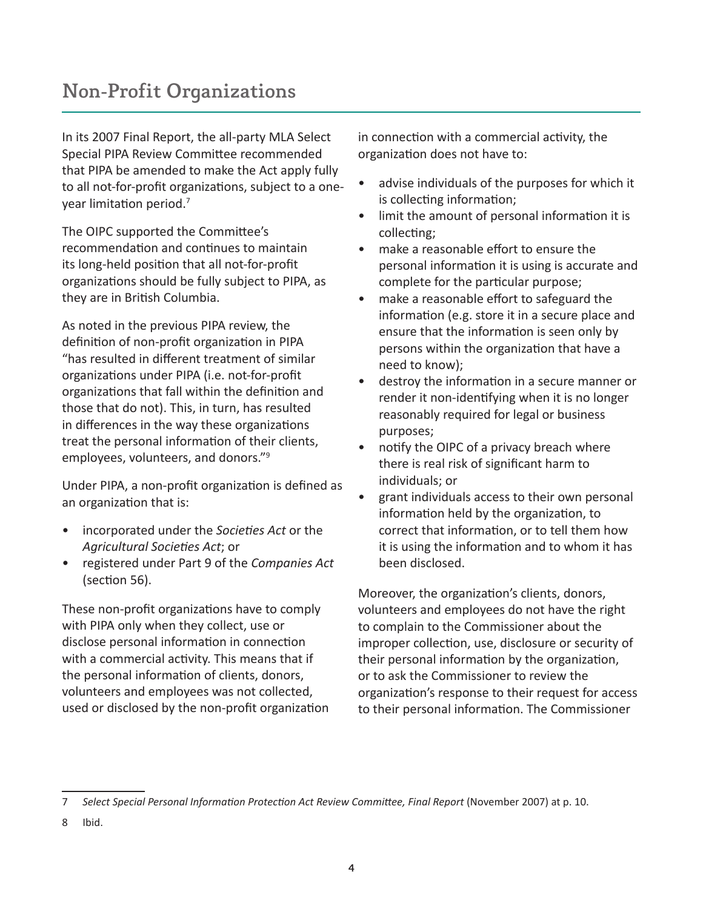## Non-Profit Organizations

In its 2007 Final Report, the all-party MLA Select Special PIPA Review Committee recommended that PIPA be amended to make the Act apply fully to all not-for-profit organizations, subject to a one-year limitation period.[7]

The OIPC supported the Committee's recommendation and continues to maintain its long-held position that all not-for-profit organizations should be fully subject to PIPA, as they are in British Columbia.

As noted in the previous PIPA review, the definition of non-profit organization in PIPA "has resulted in different treatment of similar organizations under PIPA (i.e. not-for-profit organizations that fall within the definition and those that do not). This, in turn, has resulted in differences in the way these organizations treat the personal information of their clients, employees, volunteers, and donors."[9]

Under PIPA, a non-profit organization is defined as an organization that is:

- incorporated under the *Societies Act* or the *Agricultural Societies Act*; or
- registered under Part 9 of the *Companies Act* (section 56).

These non-profit organizations have to comply with PIPA only when they collect, use or disclose personal information in connection with a commercial activity. This means that if the personal information of clients, donors, volunteers and employees was not collected, used or disclosed by the non-profit organization in connection with a commercial activity, the organization does not have to:

- advise individuals of the purposes for which it is collecting information;
- limit the amount of personal information it is collecting;
- make a reasonable effort to ensure the personal information it is using is accurate and complete for the particular purpose;
- make a reasonable effort to safeguard the information (e.g. store it in a secure place and ensure that the information is seen only by persons within the organization that have a need to know);
- destroy the information in a secure manner or render it non-identifying when it is no longer reasonably required for legal or business purposes;
- notify the OIPC of a privacy breach where there is real risk of significant harm to individuals; or
- grant individuals access to their own personal information held by the organization, to correct that information, or to tell them how it is using the information and to whom it has been disclosed.

Moreover, the organization's clients, donors, volunteers and employees do not have the right to complain to the Commissioner about the improper collection, use, disclosure or security of their personal information by the organization, or to ask the Commissioner to review the organization's response to their request for access to their personal information. The Commissioner

---

7 *Select Special Personal Information Protection Act Review Committee, Final Report* (November 2007) at p. 10.

8 Ibid.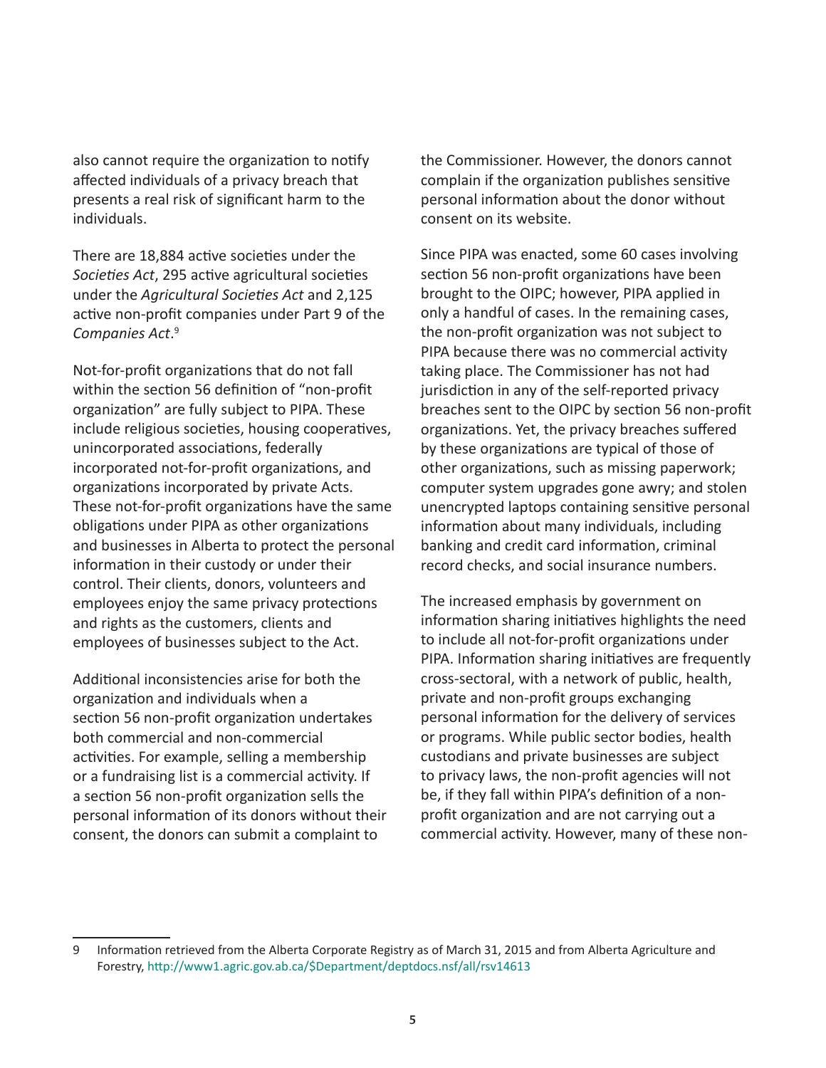also cannot require the organization to notify affected individuals of a privacy breach that presents a real risk of significant harm to the individuals.

There are 18,884 active societies under the *Societies Act*, 295 active agricultural societies under the *Agricultural Societies Act* and 2,125 active non-profit companies under Part 9 of the *Companies Act*.[9]

Not-for-profit organizations that do not fall within the section 56 definition of "non-profit organization" are fully subject to PIPA. These include religious societies, housing cooperatives, unincorporated associations, federally incorporated not-for-profit organizations, and organizations incorporated by private Acts. These not-for-profit organizations have the same obligations under PIPA as other organizations and businesses in Alberta to protect the personal information in their custody or under their control. Their clients, donors, volunteers and employees enjoy the same privacy protections and rights as the customers, clients and employees of businesses subject to the Act.

Additional inconsistencies arise for both the organization and individuals when a section 56 non-profit organization undertakes both commercial and non-commercial activities. For example, selling a membership or a fundraising list is a commercial activity. If a section 56 non-profit organization sells the personal information of its donors without their consent, the donors can submit a complaint to the Commissioner. However, the donors cannot complain if the organization publishes sensitive personal information about the donor without consent on its website.

Since PIPA was enacted, some 60 cases involving section 56 non-profit organizations have been brought to the OIPC; however, PIPA applied in only a handful of cases. In the remaining cases, the non-profit organization was not subject to PIPA because there was no commercial activity taking place. The Commissioner has not had jurisdiction in any of the self-reported privacy breaches sent to the OIPC by section 56 non-profit organizations. Yet, the privacy breaches suffered by these organizations are typical of those of other organizations, such as missing paperwork; computer system upgrades gone awry; and stolen unencrypted laptops containing sensitive personal information about many individuals, including banking and credit card information, criminal record checks, and social insurance numbers.

The increased emphasis by government on information sharing initiatives highlights the need to include all not-for-profit organizations under PIPA. Information sharing initiatives are frequently cross-sectoral, with a network of public, health, private and non-profit groups exchanging personal information for the delivery of services or programs. While public sector bodies, health custodians and private businesses are subject to privacy laws, the non-profit agencies will not be, if they fall within PIPA's definition of a non-profit organization and are not carrying out a commercial activity. However, many of these non-

---

9 Information retrieved from the Alberta Corporate Registry as of March 31, 2015 and from Alberta Agriculture and Forestry, http://www1.agric.gov.ab.ca/$Department/deptdocs.nsf/all/rsv14613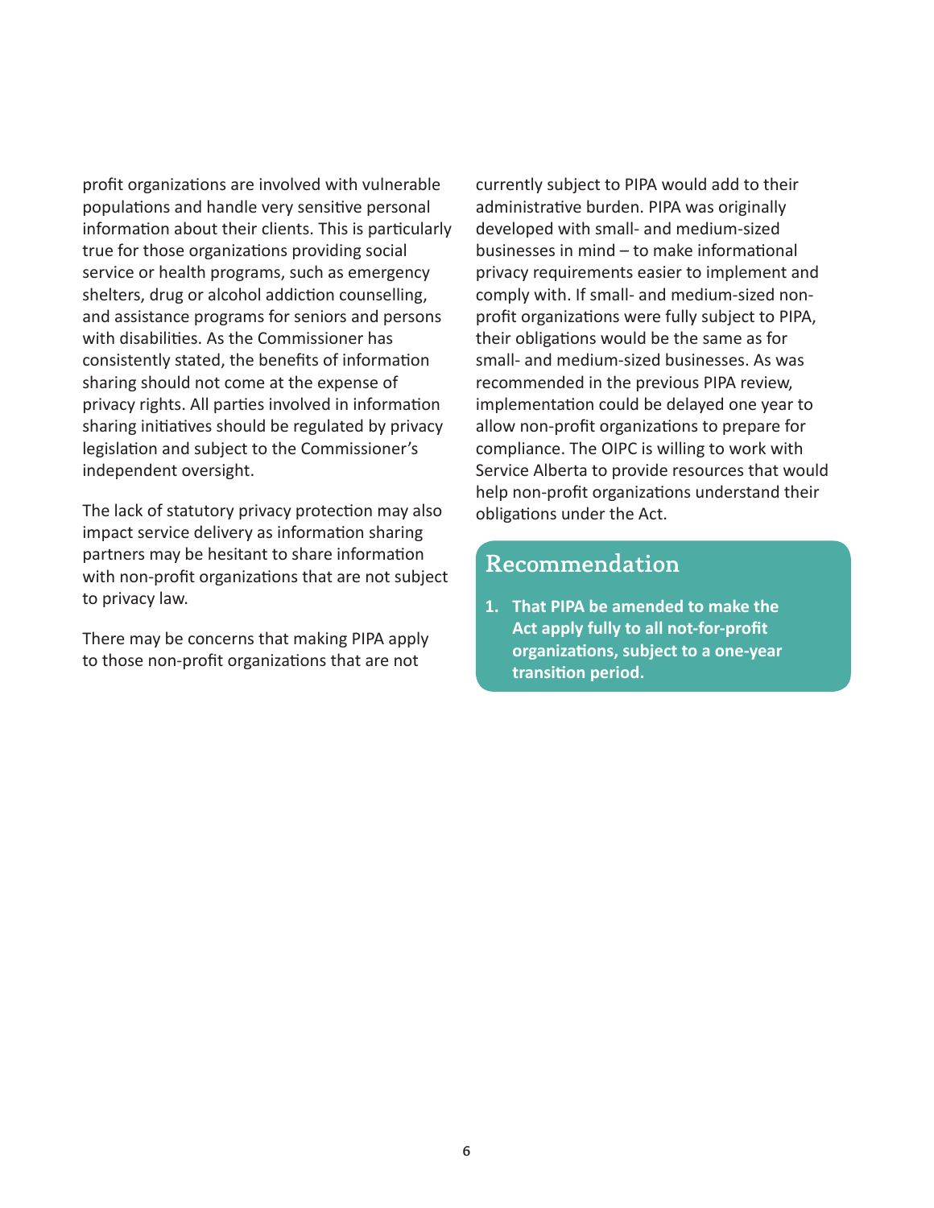profit organizations are involved with vulnerable populations and handle very sensitive personal information about their clients. This is particularly true for those organizations providing social service or health programs, such as emergency shelters, drug or alcohol addiction counselling, and assistance programs for seniors and persons with disabilities. As the Commissioner has consistently stated, the benefits of information sharing should not come at the expense of privacy rights. All parties involved in information sharing initiatives should be regulated by privacy legislation and subject to the Commissioner's independent oversight.

The lack of statutory privacy protection may also impact service delivery as information sharing partners may be hesitant to share information with non-profit organizations that are not subject to privacy law.

There may be concerns that making PIPA apply to those non-profit organizations that are not currently subject to PIPA would add to their administrative burden. PIPA was originally developed with small- and medium-sized businesses in mind – to make informational privacy requirements easier to implement and comply with. If small- and medium-sized non-profit organizations were fully subject to PIPA, their obligations would be the same as for small- and medium-sized businesses. As was recommended in the previous PIPA review, implementation could be delayed one year to allow non-profit organizations to prepare for compliance. The OIPC is willing to work with Service Alberta to provide resources that would help non-profit organizations understand their obligations under the Act.

## Recommendation

1. **That PIPA be amended to make the Act apply fully to all not-for-profit organizations, subject to a one-year transition period.**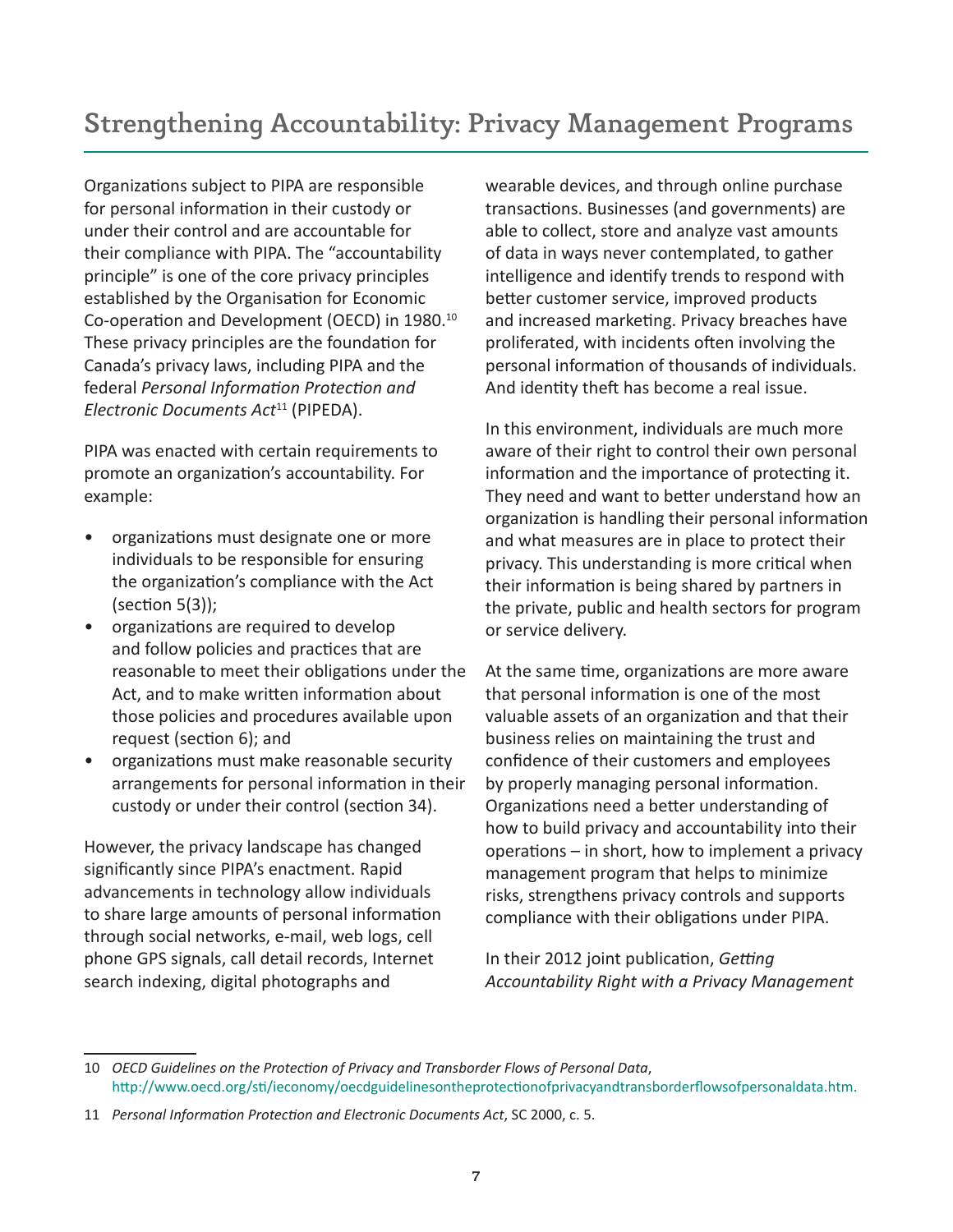## Strengthening Accountability: Privacy Management Programs

Organizations subject to PIPA are responsible for personal information in their custody or under their control and are accountable for their compliance with PIPA. The "accountability principle" is one of the core privacy principles established by the Organisation for Economic Co-operation and Development (OECD) in 1980.[10] These privacy principles are the foundation for Canada's privacy laws, including PIPA and the federal *Personal Information Protection and Electronic Documents Act*[11] (PIPEDA).

PIPA was enacted with certain requirements to promote an organization's accountability. For example:

- organizations must designate one or more individuals to be responsible for ensuring the organization's compliance with the Act (section 5(3));
- organizations are required to develop and follow policies and practices that are reasonable to meet their obligations under the Act, and to make written information about those policies and procedures available upon request (section 6); and
- organizations must make reasonable security arrangements for personal information in their custody or under their control (section 34).

However, the privacy landscape has changed significantly since PIPA's enactment. Rapid advancements in technology allow individuals to share large amounts of personal information through social networks, e-mail, web logs, cell phone GPS signals, call detail records, Internet search indexing, digital photographs and wearable devices, and through online purchase transactions. Businesses (and governments) are able to collect, store and analyze vast amounts of data in ways never contemplated, to gather intelligence and identify trends to respond with better customer service, improved products and increased marketing. Privacy breaches have proliferated, with incidents often involving the personal information of thousands of individuals. And identity theft has become a real issue.

In this environment, individuals are much more aware of their right to control their own personal information and the importance of protecting it. They need and want to better understand how an organization is handling their personal information and what measures are in place to protect their privacy. This understanding is more critical when their information is being shared by partners in the private, public and health sectors for program or service delivery.

At the same time, organizations are more aware that personal information is one of the most valuable assets of an organization and that their business relies on maintaining the trust and confidence of their customers and employees by properly managing personal information. Organizations need a better understanding of how to build privacy and accountability into their operations – in short, how to implement a privacy management program that helps to minimize risks, strengthens privacy controls and supports compliance with their obligations under PIPA.

In their 2012 joint publication, *Getting Accountability Right with a Privacy Management*

---

10 *OECD Guidelines on the Protection of Privacy and Transborder Flows of Personal Data*, http://www.oecd.org/sti/ieconomy/oecdguidelinesontheprotectionofprivacyandtransborderflowsofpersonaldata.htm.

11 *Personal Information Protection and Electronic Documents Act*, SC 2000, c. 5.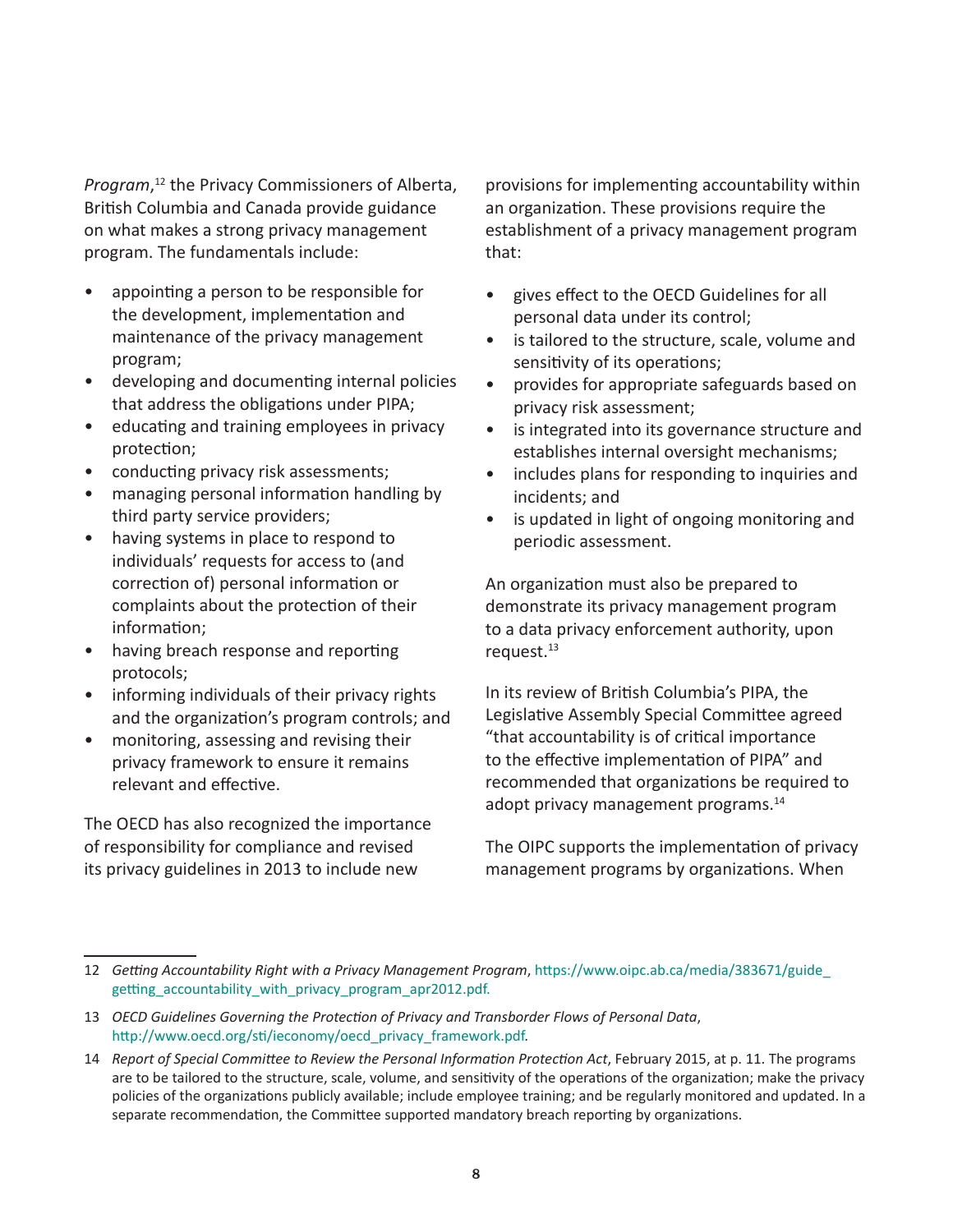*Program*,[12] the Privacy Commissioners of Alberta, British Columbia and Canada provide guidance on what makes a strong privacy management program. The fundamentals include:

- appointing a person to be responsible for the development, implementation and maintenance of the privacy management program;
- developing and documenting internal policies that address the obligations under PIPA;
- educating and training employees in privacy protection;
- conducting privacy risk assessments;
- managing personal information handling by third party service providers;
- having systems in place to respond to individuals' requests for access to (and correction of) personal information or complaints about the protection of their information;
- having breach response and reporting protocols;
- informing individuals of their privacy rights and the organization's program controls; and
- monitoring, assessing and revising their privacy framework to ensure it remains relevant and effective.

The OECD has also recognized the importance of responsibility for compliance and revised its privacy guidelines in 2013 to include new provisions for implementing accountability within an organization. These provisions require the establishment of a privacy management program that:

- gives effect to the OECD Guidelines for all personal data under its control;
- is tailored to the structure, scale, volume and sensitivity of its operations;
- provides for appropriate safeguards based on privacy risk assessment;
- is integrated into its governance structure and establishes internal oversight mechanisms;
- includes plans for responding to inquiries and incidents; and
- is updated in light of ongoing monitoring and periodic assessment.

An organization must also be prepared to demonstrate its privacy management program to a data privacy enforcement authority, upon request.[13]

In its review of British Columbia's PIPA, the Legislative Assembly Special Committee agreed "that accountability is of critical importance to the effective implementation of PIPA" and recommended that organizations be required to adopt privacy management programs.[14]

The OIPC supports the implementation of privacy management programs by organizations. When

---

12 *Getting Accountability Right with a Privacy Management Program*, https://www.oipc.ab.ca/media/383671/guide_getting_accountability_with_privacy_program_apr2012.pdf.

13 *OECD Guidelines Governing the Protection of Privacy and Transborder Flows of Personal Data*, http://www.oecd.org/sti/ieconomy/oecd_privacy_framework.pdf.

14 *Report of Special Committee to Review the Personal Information Protection Act*, February 2015, at p. 11. The programs are to be tailored to the structure, scale, volume, and sensitivity of the operations of the organization; make the privacy policies of the organizations publicly available; include employee training; and be regularly monitored and updated. In a separate recommendation, the Committee supported mandatory breach reporting by organizations.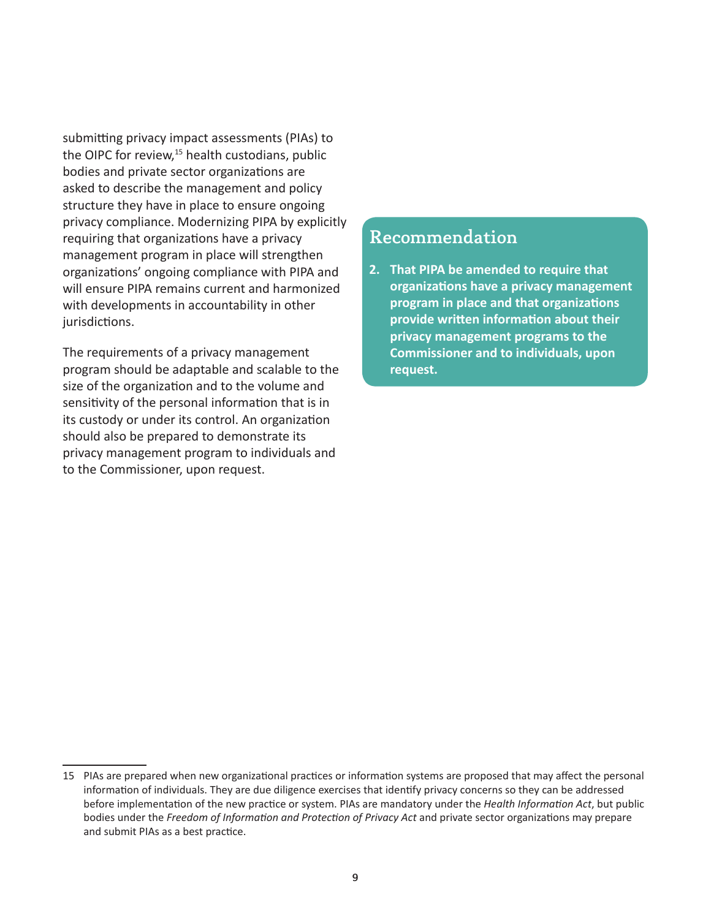submitting privacy impact assessments (PIAs) to the OIPC for review,[15] health custodians, public bodies and private sector organizations are asked to describe the management and policy structure they have in place to ensure ongoing privacy compliance. Modernizing PIPA by explicitly requiring that organizations have a privacy management program in place will strengthen organizations' ongoing compliance with PIPA and will ensure PIPA remains current and harmonized with developments in accountability in other jurisdictions.

The requirements of a privacy management program should be adaptable and scalable to the size of the organization and to the volume and sensitivity of the personal information that is in its custody or under its control. An organization should also be prepared to demonstrate its privacy management program to individuals and to the Commissioner, upon request.

## Recommendation

2. **That PIPA be amended to require that organizations have a privacy management program in place and that organizations provide written information about their privacy management programs to the Commissioner and to individuals, upon request.**

---

15 PIAs are prepared when new organizational practices or information systems are proposed that may affect the personal information of individuals. They are due diligence exercises that identify privacy concerns so they can be addressed before implementation of the new practice or system. PIAs are mandatory under the *Health Information Act*, but public bodies under the *Freedom of Information and Protection of Privacy Act* and private sector organizations may prepare and submit PIAs as a best practice.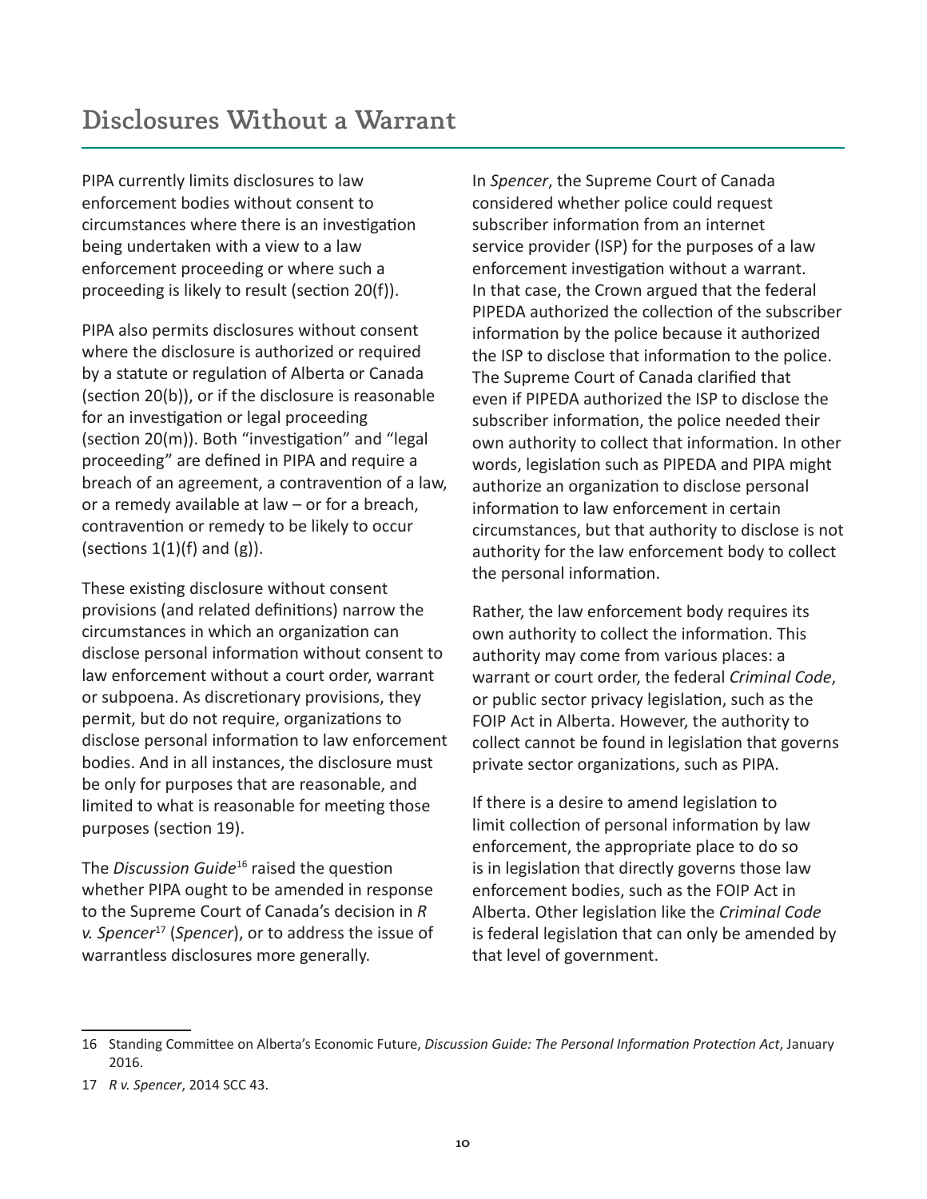## Disclosures Without a Warrant

PIPA currently limits disclosures to law enforcement bodies without consent to circumstances where there is an investigation being undertaken with a view to a law enforcement proceeding or where such a proceeding is likely to result (section 20(f)).

PIPA also permits disclosures without consent where the disclosure is authorized or required by a statute or regulation of Alberta or Canada (section 20(b)), or if the disclosure is reasonable for an investigation or legal proceeding (section 20(m)). Both "investigation" and "legal proceeding" are defined in PIPA and require a breach of an agreement, a contravention of a law, or a remedy available at law – or for a breach, contravention or remedy to be likely to occur (sections 1(1)(f) and (g)).

These existing disclosure without consent provisions (and related definitions) narrow the circumstances in which an organization can disclose personal information without consent to law enforcement without a court order, warrant or subpoena. As discretionary provisions, they permit, but do not require, organizations to disclose personal information to law enforcement bodies. And in all instances, the disclosure must be only for purposes that are reasonable, and limited to what is reasonable for meeting those purposes (section 19).

The *Discussion Guide*[16] raised the question whether PIPA ought to be amended in response to the Supreme Court of Canada's decision in *R v. Spencer*[17] (*Spencer*), or to address the issue of warrantless disclosures more generally.

In *Spencer*, the Supreme Court of Canada considered whether police could request subscriber information from an internet service provider (ISP) for the purposes of a law enforcement investigation without a warrant. In that case, the Crown argued that the federal PIPEDA authorized the collection of the subscriber information by the police because it authorized the ISP to disclose that information to the police. The Supreme Court of Canada clarified that even if PIPEDA authorized the ISP to disclose the subscriber information, the police needed their own authority to collect that information. In other words, legislation such as PIPEDA and PIPA might authorize an organization to disclose personal information to law enforcement in certain circumstances, but that authority to disclose is not authority for the law enforcement body to collect the personal information.

Rather, the law enforcement body requires its own authority to collect the information. This authority may come from various places: a warrant or court order, the federal *Criminal Code*, or public sector privacy legislation, such as the FOIP Act in Alberta. However, the authority to collect cannot be found in legislation that governs private sector organizations, such as PIPA.

If there is a desire to amend legislation to limit collection of personal information by law enforcement, the appropriate place to do so is in legislation that directly governs those law enforcement bodies, such as the FOIP Act in Alberta. Other legislation like the *Criminal Code* is federal legislation that can only be amended by that level of government.

---

16 Standing Committee on Alberta's Economic Future, *Discussion Guide: The Personal Information Protection Act*, January 2016.

17 *R v. Spencer*, 2014 SCC 43.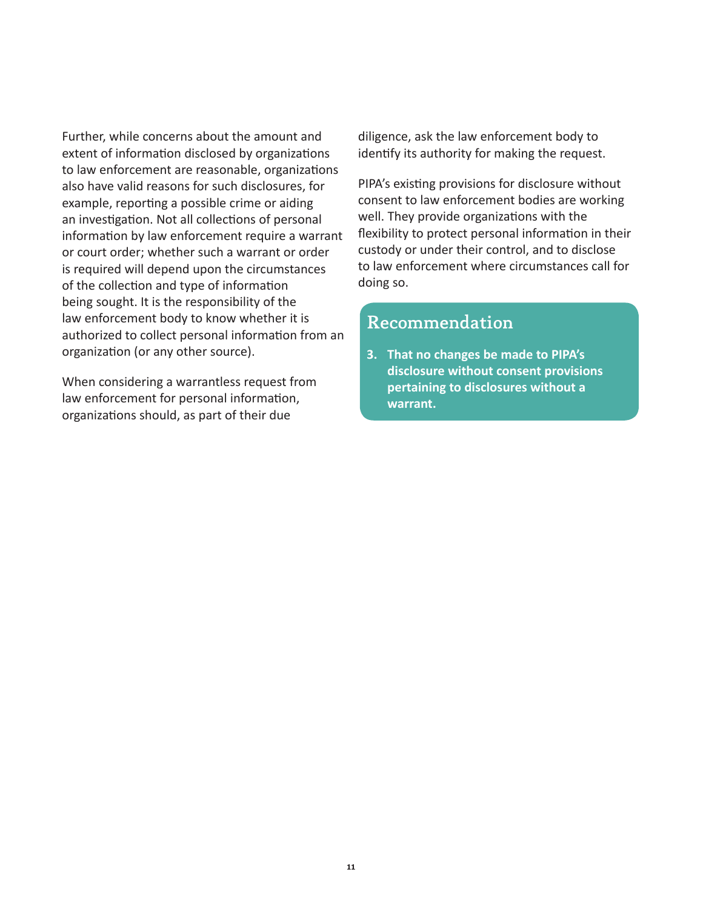Further, while concerns about the amount and extent of information disclosed by organizations to law enforcement are reasonable, organizations also have valid reasons for such disclosures, for example, reporting a possible crime or aiding an investigation. Not all collections of personal information by law enforcement require a warrant or court order; whether such a warrant or order is required will depend upon the circumstances of the collection and type of information being sought. It is the responsibility of the law enforcement body to know whether it is authorized to collect personal information from an organization (or any other source).

When considering a warrantless request from law enforcement for personal information, organizations should, as part of their due diligence, ask the law enforcement body to identify its authority for making the request.

PIPA's existing provisions for disclosure without consent to law enforcement bodies are working well. They provide organizations with the flexibility to protect personal information in their custody or under their control, and to disclose to law enforcement where circumstances call for doing so.

## Recommendation

**3. That no changes be made to PIPA's disclosure without consent provisions pertaining to disclosures without a warrant.**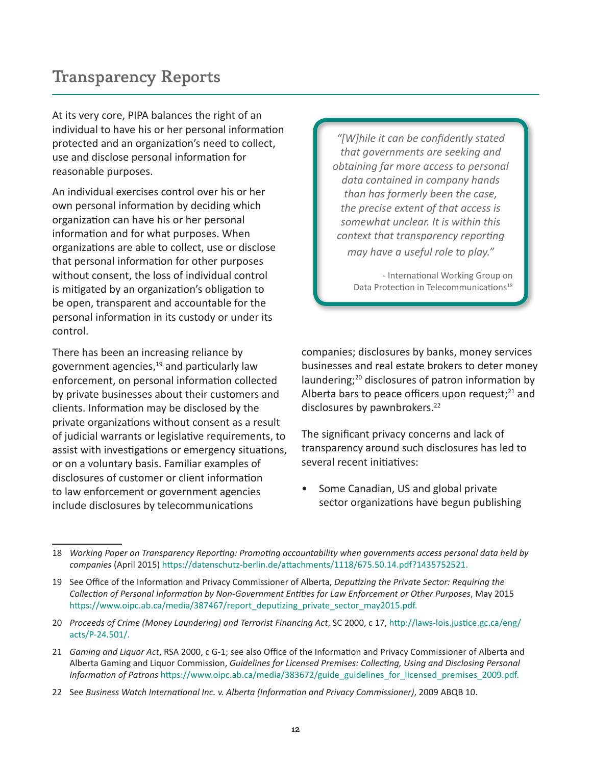## Transparency Reports

At its very core, PIPA balances the right of an individual to have his or her personal information protected and an organization's need to collect, use and disclose personal information for reasonable purposes.

An individual exercises control over his or her own personal information by deciding which organization can have his or her personal information and for what purposes. When organizations are able to collect, use or disclose that personal information for other purposes without consent, the loss of individual control is mitigated by an organization's obligation to be open, transparent and accountable for the personal information in its custody or under its control.

> *"[W]hile it can be confidently stated that governments are seeking and obtaining far more access to personal data contained in company hands than has formerly been the case, the precise extent of that access is somewhat unclear. It is within this context that transparency reporting may have a useful role to play."*
>
> \- International Working Group on Data Protection in Telecommunications[18]

There has been an increasing reliance by government agencies,[19] and particularly law enforcement, on personal information collected by private businesses about their customers and clients. Information may be disclosed by the private organizations without consent as a result of judicial warrants or legislative requirements, to assist with investigations or emergency situations, or on a voluntary basis. Familiar examples of disclosures of customer or client information to law enforcement or government agencies include disclosures by telecommunications companies; disclosures by banks, money services businesses and real estate brokers to deter money laundering;[20] disclosures of patron information by Alberta bars to peace officers upon request;[21] and disclosures by pawnbrokers.[22]

The significant privacy concerns and lack of transparency around such disclosures has led to several recent initiatives:

- Some Canadian, US and global private sector organizations have begun publishing

---

18 *Working Paper on Transparency Reporting: Promoting accountability when governments access personal data held by companies* (April 2015) https://datenschutz-berlin.de/attachments/1118/675.50.14.pdf?1435752521.

19 See Office of the Information and Privacy Commissioner of Alberta, *Deputizing the Private Sector: Requiring the Collection of Personal Information by Non-Government Entities for Law Enforcement or Other Purposes*, May 2015 https://www.oipc.ab.ca/media/387467/report_deputizing_private_sector_may2015.pdf.

20 *Proceeds of Crime (Money Laundering) and Terrorist Financing Act*, SC 2000, c 17, http://laws-lois.justice.gc.ca/eng/acts/P-24.501/.

21 *Gaming and Liquor Act*, RSA 2000, c G-1; see also Office of the Information and Privacy Commissioner of Alberta and Alberta Gaming and Liquor Commission, *Guidelines for Licensed Premises: Collecting, Using and Disclosing Personal Information of Patrons* https://www.oipc.ab.ca/media/383672/guide_guidelines_for_licensed_premises_2009.pdf.

22 See *Business Watch International Inc. v. Alberta (Information and Privacy Commissioner)*, 2009 ABQB 10.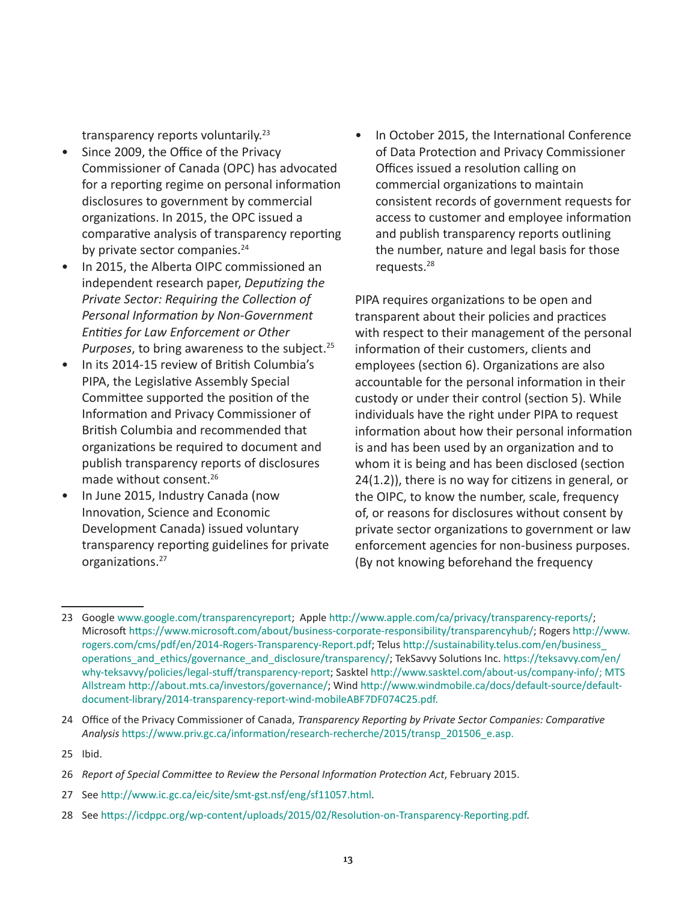transparency reports voluntarily.[23]

- Since 2009, the Office of the Privacy Commissioner of Canada (OPC) has advocated for a reporting regime on personal information disclosures to government by commercial organizations. In 2015, the OPC issued a comparative analysis of transparency reporting by private sector companies.[24]
- In 2015, the Alberta OIPC commissioned an independent research paper, *Deputizing the Private Sector: Requiring the Collection of Personal Information by Non-Government Entities for Law Enforcement or Other Purposes*, to bring awareness to the subject.[25]
- In its 2014-15 review of British Columbia's PIPA, the Legislative Assembly Special Committee supported the position of the Information and Privacy Commissioner of British Columbia and recommended that organizations be required to document and publish transparency reports of disclosures made without consent.[26]
- In June 2015, Industry Canada (now Innovation, Science and Economic Development Canada) issued voluntary transparency reporting guidelines for private organizations.[27]
- In October 2015, the International Conference of Data Protection and Privacy Commissioner Offices issued a resolution calling on commercial organizations to maintain consistent records of government requests for access to customer and employee information and publish transparency reports outlining the number, nature and legal basis for those requests.[28]

PIPA requires organizations to be open and transparent about their policies and practices with respect to their management of the personal information of their customers, clients and employees (section 6). Organizations are also accountable for the personal information in their custody or under their control (section 5). While individuals have the right under PIPA to request information about how their personal information is and has been used by an organization and to whom it is being and has been disclosed (section 24(1.2)), there is no way for citizens in general, or the OIPC, to know the number, scale, frequency of, or reasons for disclosures without consent by private sector organizations to government or law enforcement agencies for non-business purposes. (By not knowing beforehand the frequency

---

23 Google www.google.com/transparencyreport; Apple http://www.apple.com/ca/privacy/transparency-reports/; Microsoft https://www.microsoft.com/about/business-corporate-responsibility/transparencyhub/; Rogers http://www.rogers.com/cms/pdf/en/2014-Rogers-Transparency-Report.pdf; Telus http://sustainability.telus.com/en/business_operations_and_ethics/governance_and_disclosure/transparency/; TekSavvy Solutions Inc. https://teksavvy.com/en/why-teksavvy/policies/legal-stuff/transparency-report; Sasktel http://www.sasktel.com/about-us/company-info/; MTS Allstream http://about.mts.ca/investors/governance/; Wind http://www.windmobile.ca/docs/default-source/default-document-library/2014-transparency-report-wind-mobileABF7DF074C25.pdf.

24 Office of the Privacy Commissioner of Canada, *Transparency Reporting by Private Sector Companies: Comparative Analysis* https://www.priv.gc.ca/information/research-recherche/2015/transp_201506_e.asp.

25 Ibid.

26 *Report of Special Committee to Review the Personal Information Protection Act*, February 2015.

27 See http://www.ic.gc.ca/eic/site/smt-gst.nsf/eng/sf11057.html.

28 See https://icdppc.org/wp-content/uploads/2015/02/Resolution-on-Transparency-Reporting.pdf.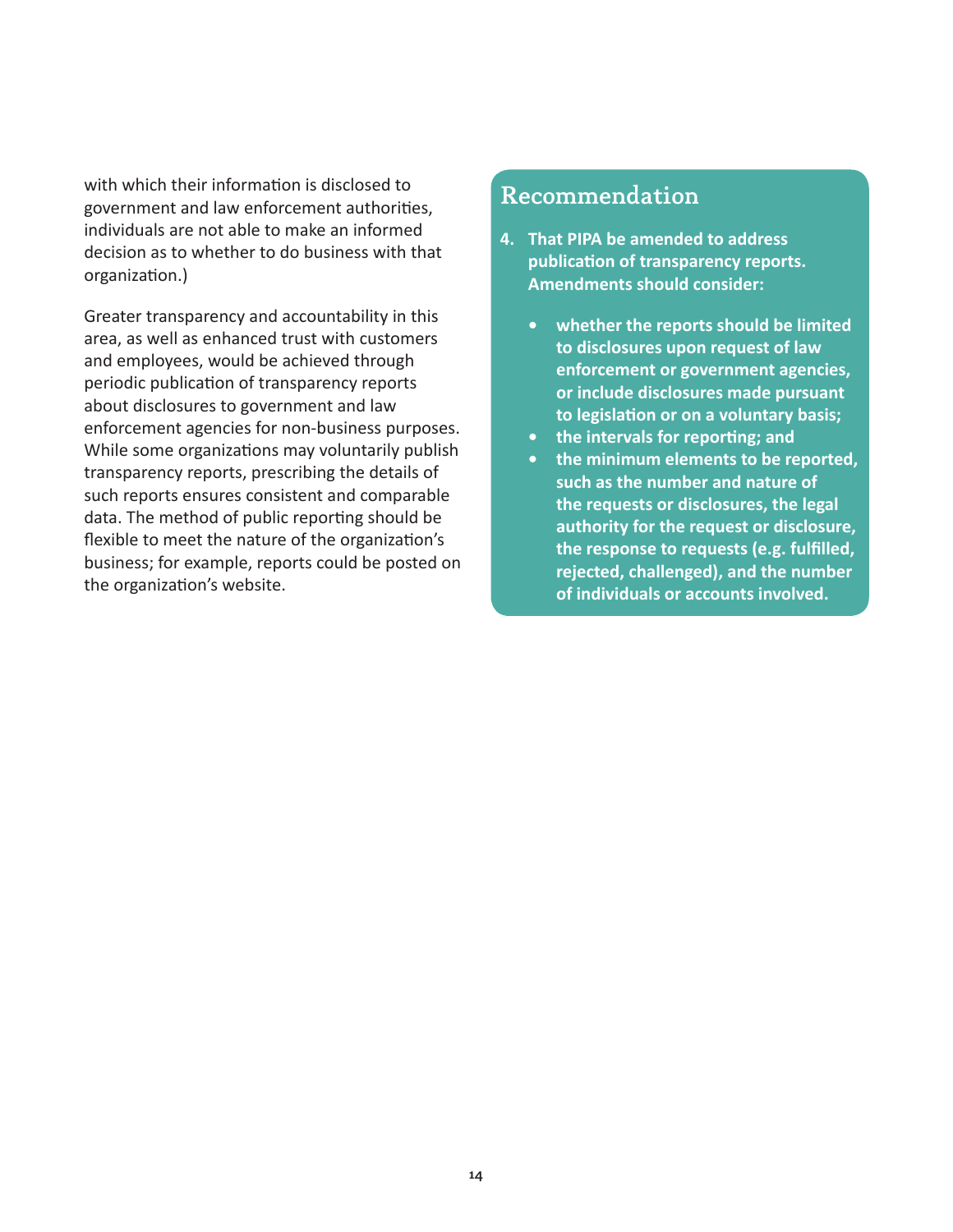with which their information is disclosed to government and law enforcement authorities, individuals are not able to make an informed decision as to whether to do business with that organization.)

Greater transparency and accountability in this area, as well as enhanced trust with customers and employees, would be achieved through periodic publication of transparency reports about disclosures to government and law enforcement agencies for non-business purposes. While some organizations may voluntarily publish transparency reports, prescribing the details of such reports ensures consistent and comparable data. The method of public reporting should be flexible to meet the nature of the organization's business; for example, reports could be posted on the organization's website.

## Recommendation

4. **That PIPA be amended to address publication of transparency reports. Amendments should consider:**

    - **whether the reports should be limited to disclosures upon request of law enforcement or government agencies, or include disclosures made pursuant to legislation or on a voluntary basis;**
    - **the intervals for reporting; and**
    - **the minimum elements to be reported, such as the number and nature of the requests or disclosures, the legal authority for the request or disclosure, the response to requests (e.g. fulfilled, rejected, challenged), and the number of individuals or accounts involved.**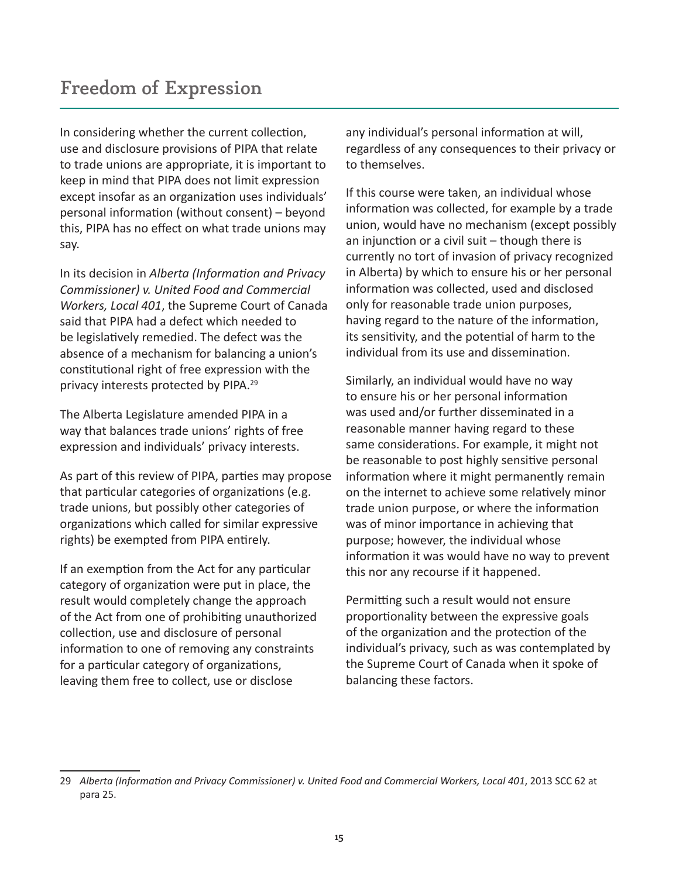## Freedom of Expression

In considering whether the current collection, use and disclosure provisions of PIPA that relate to trade unions are appropriate, it is important to keep in mind that PIPA does not limit expression except insofar as an organization uses individuals' personal information (without consent) – beyond this, PIPA has no effect on what trade unions may say.

In its decision in *Alberta (Information and Privacy Commissioner) v. United Food and Commercial Workers, Local 401*, the Supreme Court of Canada said that PIPA had a defect which needed to be legislatively remedied. The defect was the absence of a mechanism for balancing a union's constitutional right of free expression with the privacy interests protected by PIPA.[29]

The Alberta Legislature amended PIPA in a way that balances trade unions' rights of free expression and individuals' privacy interests.

As part of this review of PIPA, parties may propose that particular categories of organizations (e.g. trade unions, but possibly other categories of organizations which called for similar expressive rights) be exempted from PIPA entirely.

If an exemption from the Act for any particular category of organization were put in place, the result would completely change the approach of the Act from one of prohibiting unauthorized collection, use and disclosure of personal information to one of removing any constraints for a particular category of organizations, leaving them free to collect, use or disclose any individual's personal information at will, regardless of any consequences to their privacy or to themselves.

If this course were taken, an individual whose information was collected, for example by a trade union, would have no mechanism (except possibly an injunction or a civil suit – though there is currently no tort of invasion of privacy recognized in Alberta) by which to ensure his or her personal information was collected, used and disclosed only for reasonable trade union purposes, having regard to the nature of the information, its sensitivity, and the potential of harm to the individual from its use and dissemination.

Similarly, an individual would have no way to ensure his or her personal information was used and/or further disseminated in a reasonable manner having regard to these same considerations. For example, it might not be reasonable to post highly sensitive personal information where it might permanently remain on the internet to achieve some relatively minor trade union purpose, or where the information was of minor importance in achieving that purpose; however, the individual whose information it was would have no way to prevent this nor any recourse if it happened.

Permitting such a result would not ensure proportionality between the expressive goals of the organization and the protection of the individual's privacy, such as was contemplated by the Supreme Court of Canada when it spoke of balancing these factors.

---

29 *Alberta (Information and Privacy Commissioner) v. United Food and Commercial Workers, Local 401*, 2013 SCC 62 at para 25.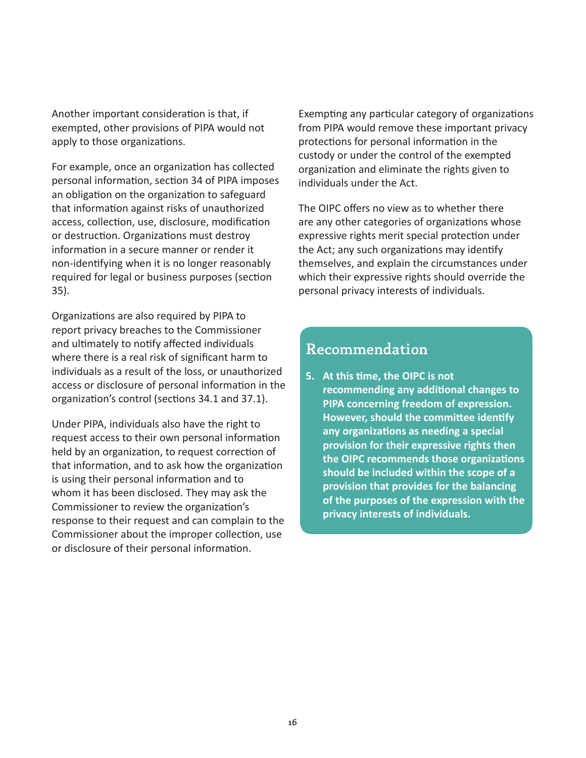Another important consideration is that, if exempted, other provisions of PIPA would not apply to those organizations.

For example, once an organization has collected personal information, section 34 of PIPA imposes an obligation on the organization to safeguard that information against risks of unauthorized access, collection, use, disclosure, modification or destruction. Organizations must destroy information in a secure manner or render it non-identifying when it is no longer reasonably required for legal or business purposes (section 35).

Organizations are also required by PIPA to report privacy breaches to the Commissioner and ultimately to notify affected individuals where there is a real risk of significant harm to individuals as a result of the loss, or unauthorized access or disclosure of personal information in the organization's control (sections 34.1 and 37.1).

Under PIPA, individuals also have the right to request access to their own personal information held by an organization, to request correction of that information, and to ask how the organization is using their personal information and to whom it has been disclosed. They may ask the Commissioner to review the organization's response to their request and can complain to the Commissioner about the improper collection, use or disclosure of their personal information.

Exempting any particular category of organizations from PIPA would remove these important privacy protections for personal information in the custody or under the control of the exempted organization and eliminate the rights given to individuals under the Act.

The OIPC offers no view as to whether there are any other categories of organizations whose expressive rights merit special protection under the Act; any such organizations may identify themselves, and explain the circumstances under which their expressive rights should override the personal privacy interests of individuals.

## Recommendation

5. **At this time, the OIPC is not recommending any additional changes to PIPA concerning freedom of expression. However, should the committee identify any organizations as needing a special provision for their expressive rights then the OIPC recommends those organizations should be included within the scope of a provision that provides for the balancing of the purposes of the expression with the privacy interests of individuals.**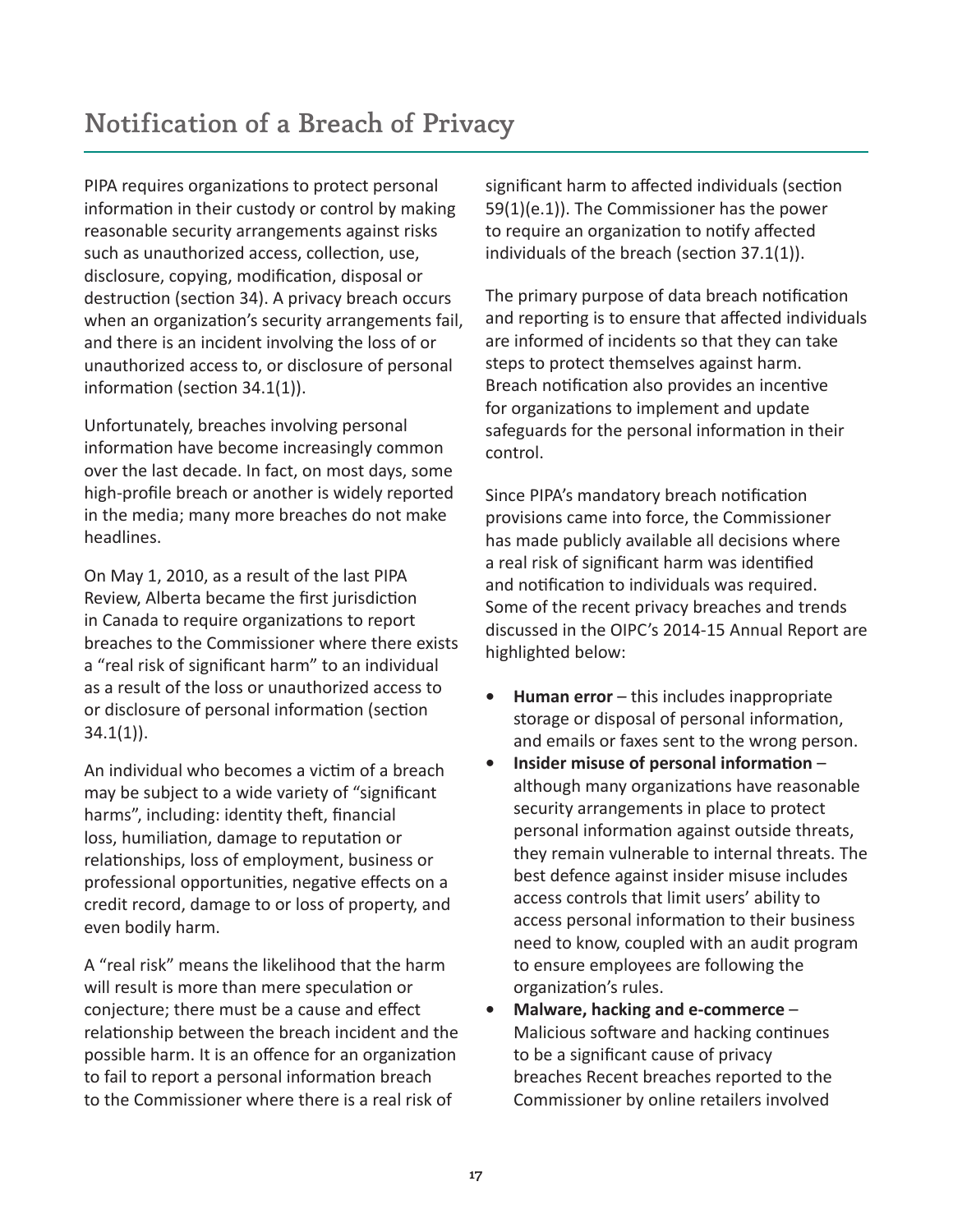# Notification of a Breach of Privacy

PIPA requires organizations to protect personal information in their custody or control by making reasonable security arrangements against risks such as unauthorized access, collection, use, disclosure, copying, modification, disposal or destruction (section 34). A privacy breach occurs when an organization's security arrangements fail, and there is an incident involving the loss of or unauthorized access to, or disclosure of personal information (section 34.1(1)).

Unfortunately, breaches involving personal information have become increasingly common over the last decade. In fact, on most days, some high-profile breach or another is widely reported in the media; many more breaches do not make headlines.

On May 1, 2010, as a result of the last PIPA Review, Alberta became the first jurisdiction in Canada to require organizations to report breaches to the Commissioner where there exists a "real risk of significant harm" to an individual as a result of the loss or unauthorized access to or disclosure of personal information (section 34.1(1)).

An individual who becomes a victim of a breach may be subject to a wide variety of "significant harms", including: identity theft, financial loss, humiliation, damage to reputation or relationships, loss of employment, business or professional opportunities, negative effects on a credit record, damage to or loss of property, and even bodily harm.

A "real risk" means the likelihood that the harm will result is more than mere speculation or conjecture; there must be a cause and effect relationship between the breach incident and the possible harm. It is an offence for an organization to fail to report a personal information breach to the Commissioner where there is a real risk of significant harm to affected individuals (section 59(1)(e.1)). The Commissioner has the power to require an organization to notify affected individuals of the breach (section 37.1(1)).

The primary purpose of data breach notification and reporting is to ensure that affected individuals are informed of incidents so that they can take steps to protect themselves against harm. Breach notification also provides an incentive for organizations to implement and update safeguards for the personal information in their control.

Since PIPA's mandatory breach notification provisions came into force, the Commissioner has made publicly available all decisions where a real risk of significant harm was identified and notification to individuals was required. Some of the recent privacy breaches and trends discussed in the OIPC's 2014-15 Annual Report are highlighted below:

- **Human error** – this includes inappropriate storage or disposal of personal information, and emails or faxes sent to the wrong person.
- **Insider misuse of personal information** – although many organizations have reasonable security arrangements in place to protect personal information against outside threats, they remain vulnerable to internal threats. The best defence against insider misuse includes access controls that limit users' ability to access personal information to their business need to know, coupled with an audit program to ensure employees are following the organization's rules.
- **Malware, hacking and e-commerce** – Malicious software and hacking continues to be a significant cause of privacy breaches Recent breaches reported to the Commissioner by online retailers involved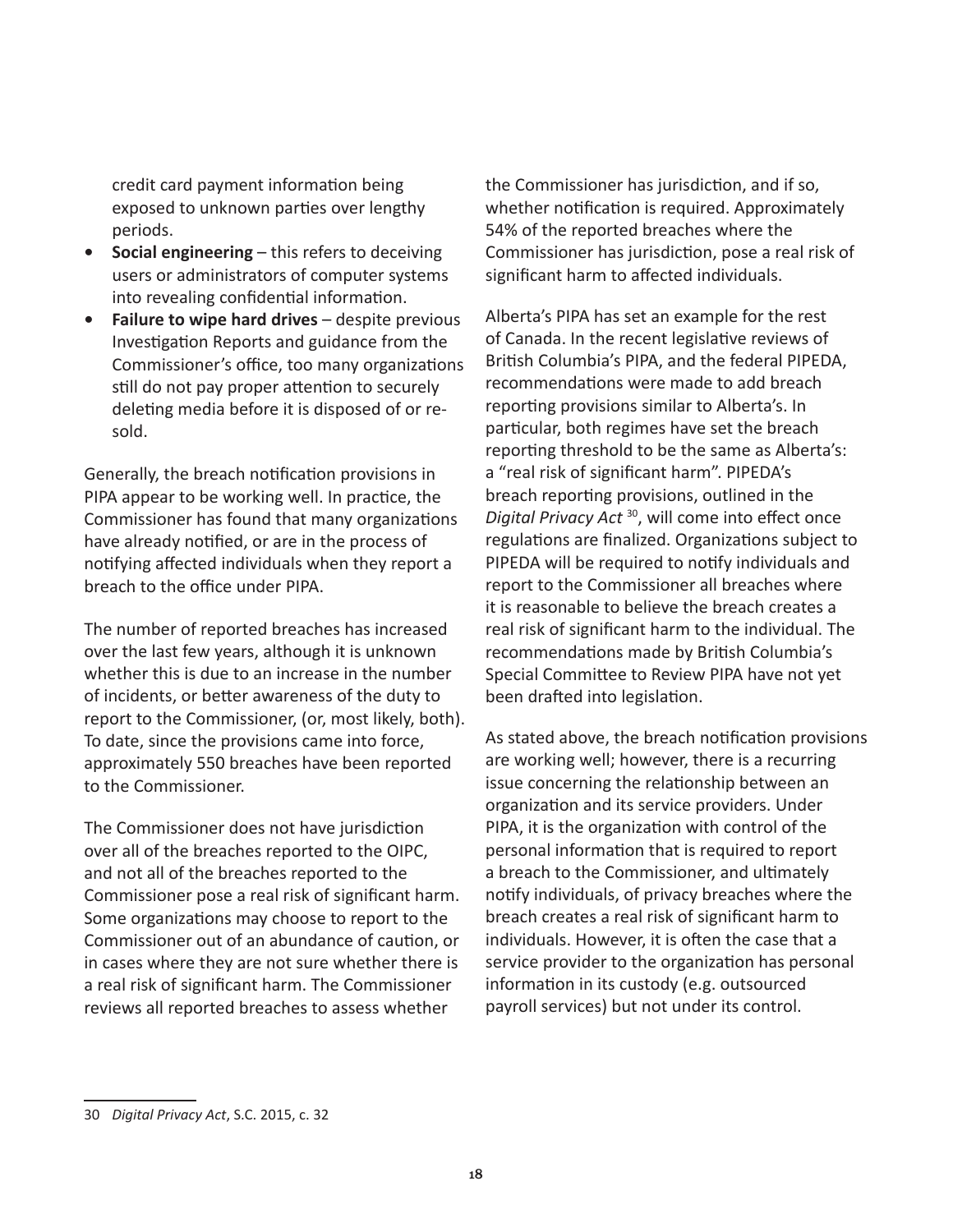credit card payment information being exposed to unknown parties over lengthy periods.

- **Social engineering** – this refers to deceiving users or administrators of computer systems into revealing confidential information.
- **Failure to wipe hard drives** – despite previous Investigation Reports and guidance from the Commissioner's office, too many organizations still do not pay proper attention to securely deleting media before it is disposed of or re-sold.

Generally, the breach notification provisions in PIPA appear to be working well. In practice, the Commissioner has found that many organizations have already notified, or are in the process of notifying affected individuals when they report a breach to the office under PIPA.

The number of reported breaches has increased over the last few years, although it is unknown whether this is due to an increase in the number of incidents, or better awareness of the duty to report to the Commissioner, (or, most likely, both). To date, since the provisions came into force, approximately 550 breaches have been reported to the Commissioner.

The Commissioner does not have jurisdiction over all of the breaches reported to the OIPC, and not all of the breaches reported to the Commissioner pose a real risk of significant harm. Some organizations may choose to report to the Commissioner out of an abundance of caution, or in cases where they are not sure whether there is a real risk of significant harm. The Commissioner reviews all reported breaches to assess whether the Commissioner has jurisdiction, and if so, whether notification is required. Approximately 54% of the reported breaches where the Commissioner has jurisdiction, pose a real risk of significant harm to affected individuals.

Alberta's PIPA has set an example for the rest of Canada. In the recent legislative reviews of British Columbia's PIPA, and the federal PIPEDA, recommendations were made to add breach reporting provisions similar to Alberta's. In particular, both regimes have set the breach reporting threshold to be the same as Alberta's: a "real risk of significant harm". PIPEDA's breach reporting provisions, outlined in the *Digital Privacy Act* [30], will come into effect once regulations are finalized. Organizations subject to PIPEDA will be required to notify individuals and report to the Commissioner all breaches where it is reasonable to believe the breach creates a real risk of significant harm to the individual. The recommendations made by British Columbia's Special Committee to Review PIPA have not yet been drafted into legislation.

As stated above, the breach notification provisions are working well; however, there is a recurring issue concerning the relationship between an organization and its service providers. Under PIPA, it is the organization with control of the personal information that is required to report a breach to the Commissioner, and ultimately notify individuals, of privacy breaches where the breach creates a real risk of significant harm to individuals. However, it is often the case that a service provider to the organization has personal information in its custody (e.g. outsourced payroll services) but not under its control.

---

30 *Digital Privacy Act*, S.C. 2015, c. 32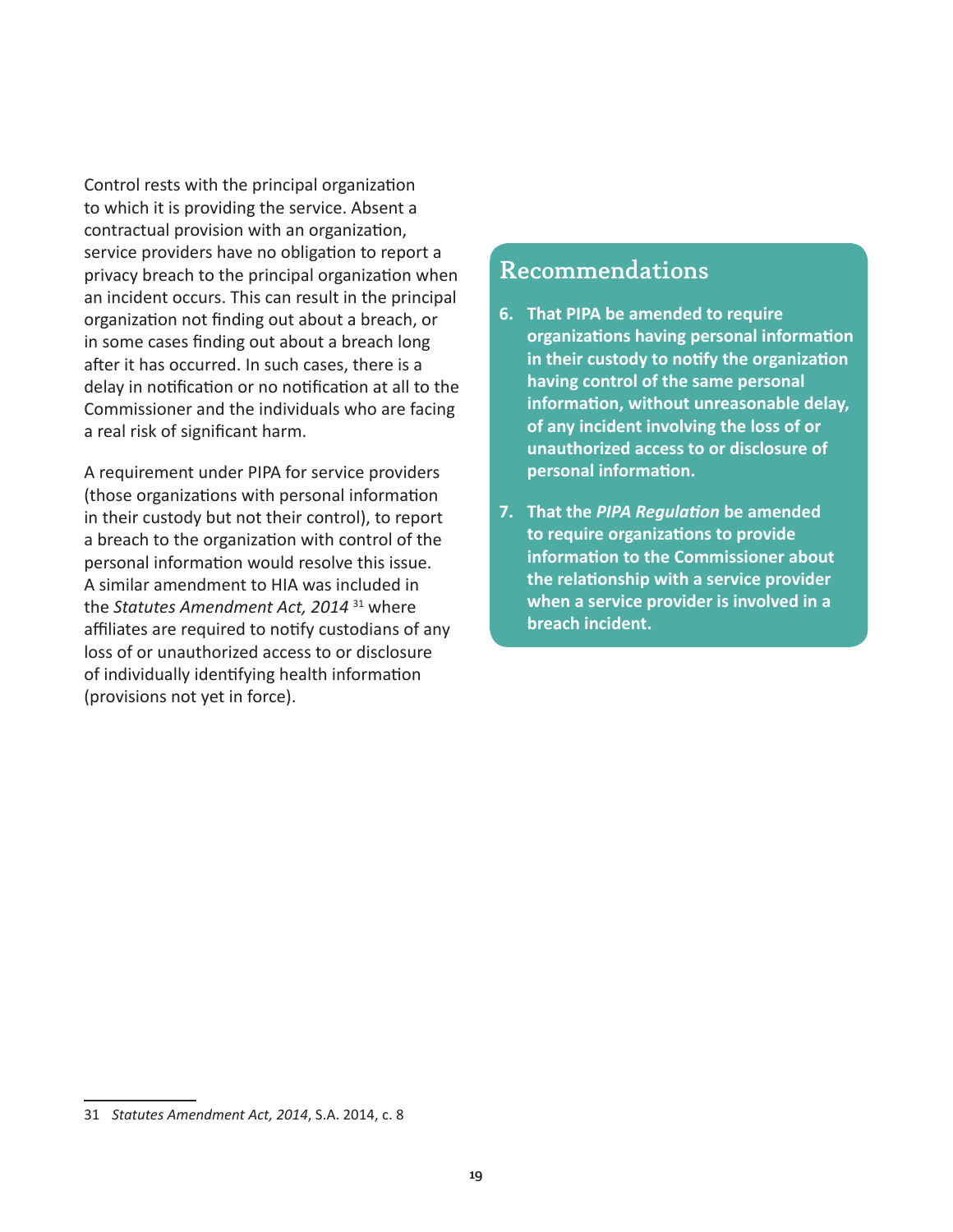Control rests with the principal organization to which it is providing the service. Absent a contractual provision with an organization, service providers have no obligation to report a privacy breach to the principal organization when an incident occurs. This can result in the principal organization not finding out about a breach, or in some cases finding out about a breach long after it has occurred. In such cases, there is a delay in notification or no notification at all to the Commissioner and the individuals who are facing a real risk of significant harm.

A requirement under PIPA for service providers (those organizations with personal information in their custody but not their control), to report a breach to the organization with control of the personal information would resolve this issue. A similar amendment to HIA was included in the *Statutes Amendment Act, 2014* [31] where affiliates are required to notify custodians of any loss of or unauthorized access to or disclosure of individually identifying health information (provisions not yet in force).

## Recommendations

6. **That PIPA be amended to require organizations having personal information in their custody to notify the organization having control of the same personal information, without unreasonable delay, of any incident involving the loss of or unauthorized access to or disclosure of personal information.**

7. **That the *PIPA Regulation* be amended to require organizations to provide information to the Commissioner about the relationship with a service provider when a service provider is involved in a breach incident.**

---

31 *Statutes Amendment Act, 2014*, S.A. 2014, c. 8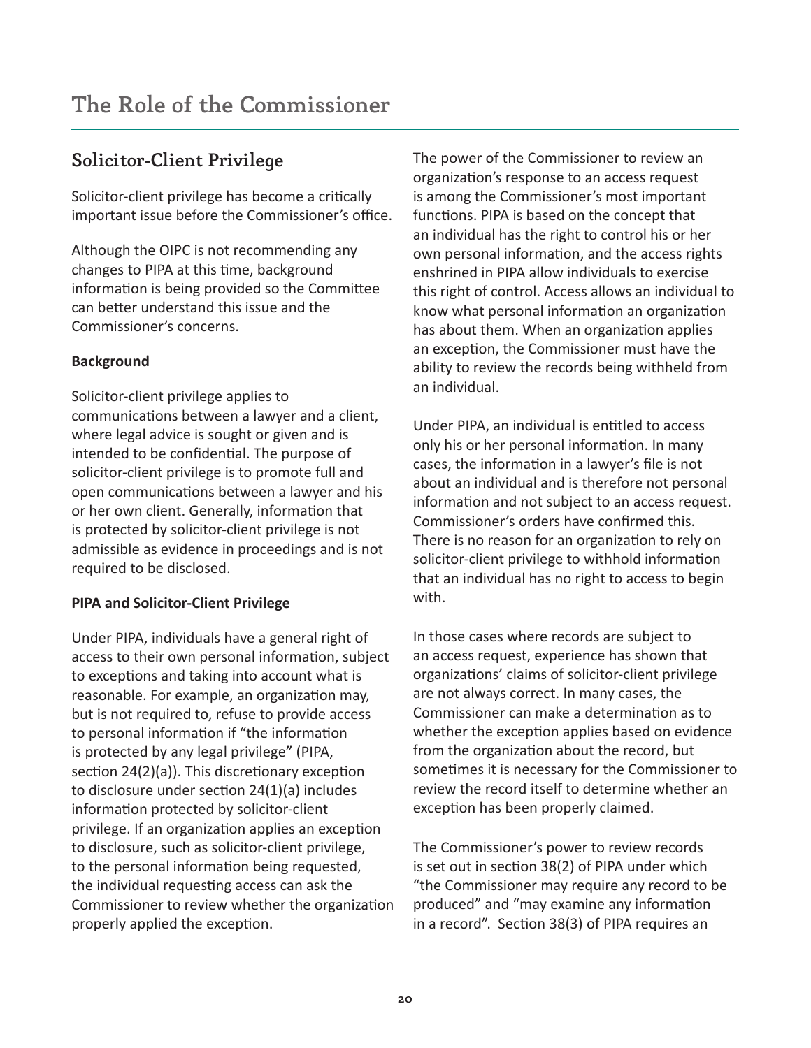# The Role of the Commissioner

## Solicitor-Client Privilege

Solicitor-client privilege has become a critically important issue before the Commissioner's office.

Although the OIPC is not recommending any changes to PIPA at this time, background information is being provided so the Committee can better understand this issue and the Commissioner's concerns.

**Background**

Solicitor-client privilege applies to communications between a lawyer and a client, where legal advice is sought or given and is intended to be confidential. The purpose of solicitor-client privilege is to promote full and open communications between a lawyer and his or her own client. Generally, information that is protected by solicitor-client privilege is not admissible as evidence in proceedings and is not required to be disclosed.

**PIPA and Solicitor-Client Privilege**

Under PIPA, individuals have a general right of access to their own personal information, subject to exceptions and taking into account what is reasonable. For example, an organization may, but is not required to, refuse to provide access to personal information if "the information is protected by any legal privilege" (PIPA, section 24(2)(a)). This discretionary exception to disclosure under section 24(1)(a) includes information protected by solicitor-client privilege. If an organization applies an exception to disclosure, such as solicitor-client privilege, to the personal information being requested, the individual requesting access can ask the Commissioner to review whether the organization properly applied the exception.

The power of the Commissioner to review an organization's response to an access request is among the Commissioner's most important functions. PIPA is based on the concept that an individual has the right to control his or her own personal information, and the access rights enshrined in PIPA allow individuals to exercise this right of control. Access allows an individual to know what personal information an organization has about them. When an organization applies an exception, the Commissioner must have the ability to review the records being withheld from an individual.

Under PIPA, an individual is entitled to access only his or her personal information. In many cases, the information in a lawyer's file is not about an individual and is therefore not personal information and not subject to an access request. Commissioner's orders have confirmed this. There is no reason for an organization to rely on solicitor-client privilege to withhold information that an individual has no right to access to begin with.

In those cases where records are subject to an access request, experience has shown that organizations' claims of solicitor-client privilege are not always correct. In many cases, the Commissioner can make a determination as to whether the exception applies based on evidence from the organization about the record, but sometimes it is necessary for the Commissioner to review the record itself to determine whether an exception has been properly claimed.

The Commissioner's power to review records is set out in section 38(2) of PIPA under which "the Commissioner may require any record to be produced" and "may examine any information in a record". Section 38(3) of PIPA requires an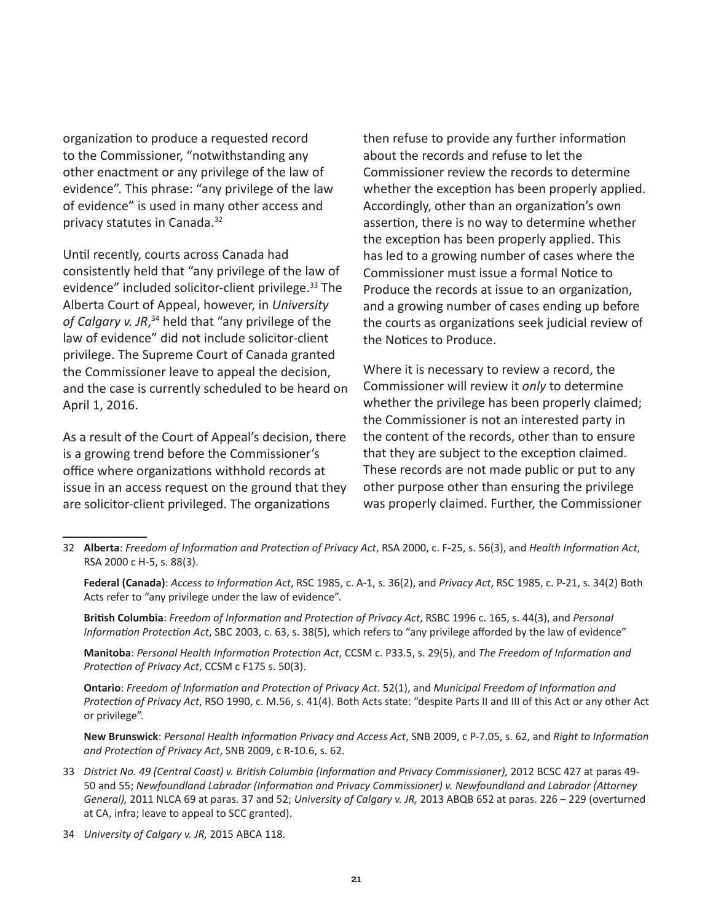organization to produce a requested record to the Commissioner, "notwithstanding any other enactment or any privilege of the law of evidence". This phrase: "any privilege of the law of evidence" is used in many other access and privacy statutes in Canada.[32]

Until recently, courts across Canada had consistently held that "any privilege of the law of evidence" included solicitor-client privilege.[33] The Alberta Court of Appeal, however, in *University of Calgary v. JR*,[34] held that "any privilege of the law of evidence" did not include solicitor-client privilege. The Supreme Court of Canada granted the Commissioner leave to appeal the decision, and the case is currently scheduled to be heard on April 1, 2016.

As a result of the Court of Appeal's decision, there is a growing trend before the Commissioner's office where organizations withhold records at issue in an access request on the ground that they are solicitor-client privileged. The organizations then refuse to provide any further information about the records and refuse to let the Commissioner review the records to determine whether the exception has been properly applied. Accordingly, other than an organization's own assertion, there is no way to determine whether the exception has been properly applied. This has led to a growing number of cases where the Commissioner must issue a formal Notice to Produce the records at issue to an organization, and a growing number of cases ending up before the courts as organizations seek judicial review of the Notices to Produce.

Where it is necessary to review a record, the Commissioner will review it *only* to determine whether the privilege has been properly claimed; the Commissioner is not an interested party in the content of the records, other than to ensure that they are subject to the exception claimed. These records are not made public or put to any other purpose other than ensuring the privilege was properly claimed. Further, the Commissioner

---

32 **Alberta**: *Freedom of Information and Protection of Privacy Act*, RSA 2000, c. F-25, s. 56(3), and *Health Information Act*, RSA 2000 c H-5, s. 88(3).

**Federal (Canada)**: *Access to Information Act*, RSC 1985, c. A-1, s. 36(2), and *Privacy Act*, RSC 1985, c. P-21, s. 34(2) Both Acts refer to "any privilege under the law of evidence".

**British Columbia**: *Freedom of Information and Protection of Privacy Act*, RSBC 1996 c. 165, s. 44(3), and *Personal Information Protection Act*, SBC 2003, c. 63, s. 38(5), which refers to "any privilege afforded by the law of evidence"

**Manitoba**: *Personal Health Information Protection Act*, CCSM c. P33.5, s. 29(5), and *The Freedom of Information and Protection of Privacy Act*, CCSM c F175 s. 50(3).

**Ontario**: *Freedom of Information and Protection of Privacy Act*. 52(1), and *Municipal Freedom of Information and Protection of Privacy Act*, RSO 1990, c. M.56, s. 41(4). Both Acts state: "despite Parts II and III of this Act or any other Act or privilege".

**New Brunswick**: *Personal Health Information Privacy and Access Act*, SNB 2009, c P-7.05, s. 62, and *Right to Information and Protection of Privacy Act*, SNB 2009, c R-10.6, s. 62.

33 *District No. 49 (Central Coast) v. British Columbia (Information and Privacy Commissioner),* 2012 BCSC 427 at paras 49-50 and 55; *Newfoundland Labrador (Information and Privacy Commissioner) v. Newfoundland and Labrador (Attorney General),* 2011 NLCA 69 at paras. 37 and 52; *University of Calgary v. JR,* 2013 ABQB 652 at paras. 226 – 229 (overturned at CA, infra; leave to appeal to SCC granted).

34 *University of Calgary v. JR,* 2015 ABCA 118.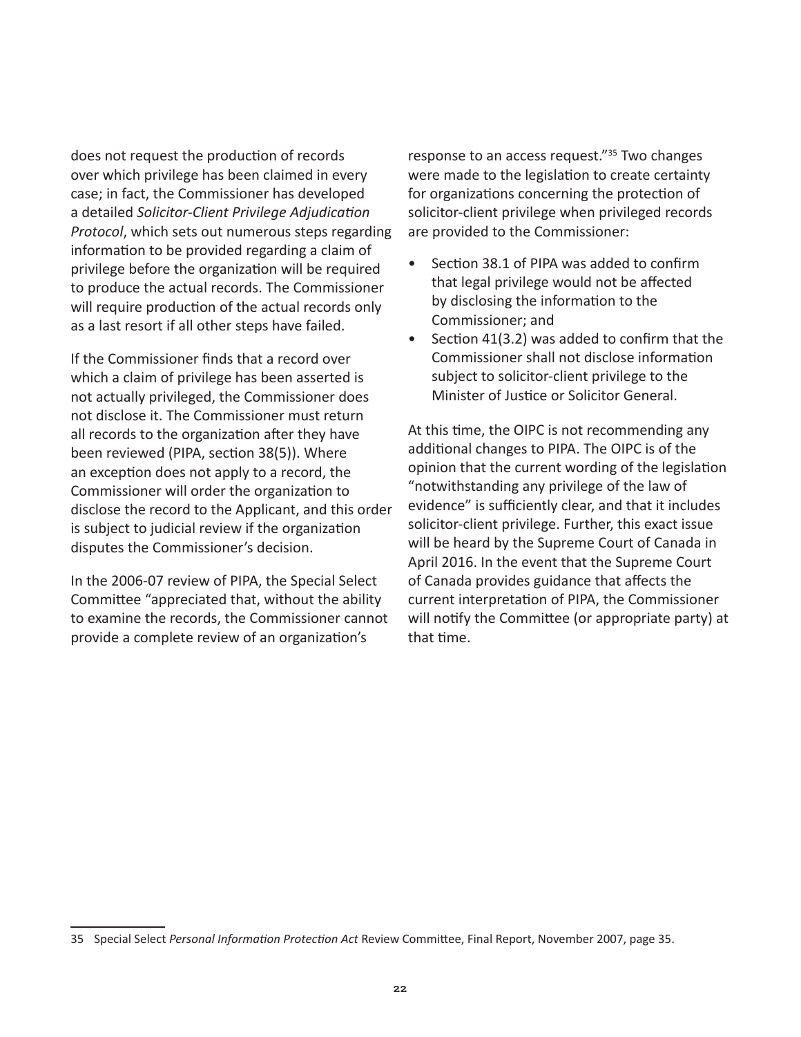does not request the production of records over which privilege has been claimed in every case; in fact, the Commissioner has developed a detailed *Solicitor-Client Privilege Adjudication Protocol*, which sets out numerous steps regarding information to be provided regarding a claim of privilege before the organization will be required to produce the actual records. The Commissioner will require production of the actual records only as a last resort if all other steps have failed.

If the Commissioner finds that a record over which a claim of privilege has been asserted is not actually privileged, the Commissioner does not disclose it. The Commissioner must return all records to the organization after they have been reviewed (PIPA, section 38(5)). Where an exception does not apply to a record, the Commissioner will order the organization to disclose the record to the Applicant, and this order is subject to judicial review if the organization disputes the Commissioner's decision.

In the 2006-07 review of PIPA, the Special Select Committee "appreciated that, without the ability to examine the records, the Commissioner cannot provide a complete review of an organization's response to an access request."[35] Two changes were made to the legislation to create certainty for organizations concerning the protection of solicitor-client privilege when privileged records are provided to the Commissioner:

- Section 38.1 of PIPA was added to confirm that legal privilege would not be affected by disclosing the information to the Commissioner; and
- Section 41(3.2) was added to confirm that the Commissioner shall not disclose information subject to solicitor-client privilege to the Minister of Justice or Solicitor General.

At this time, the OIPC is not recommending any additional changes to PIPA. The OIPC is of the opinion that the current wording of the legislation "notwithstanding any privilege of the law of evidence" is sufficiently clear, and that it includes solicitor-client privilege. Further, this exact issue will be heard by the Supreme Court of Canada in April 2016. In the event that the Supreme Court of Canada provides guidance that affects the current interpretation of PIPA, the Commissioner will notify the Committee (or appropriate party) at that time.

---

35 Special Select *Personal Information Protection Act* Review Committee, Final Report, November 2007, page 35.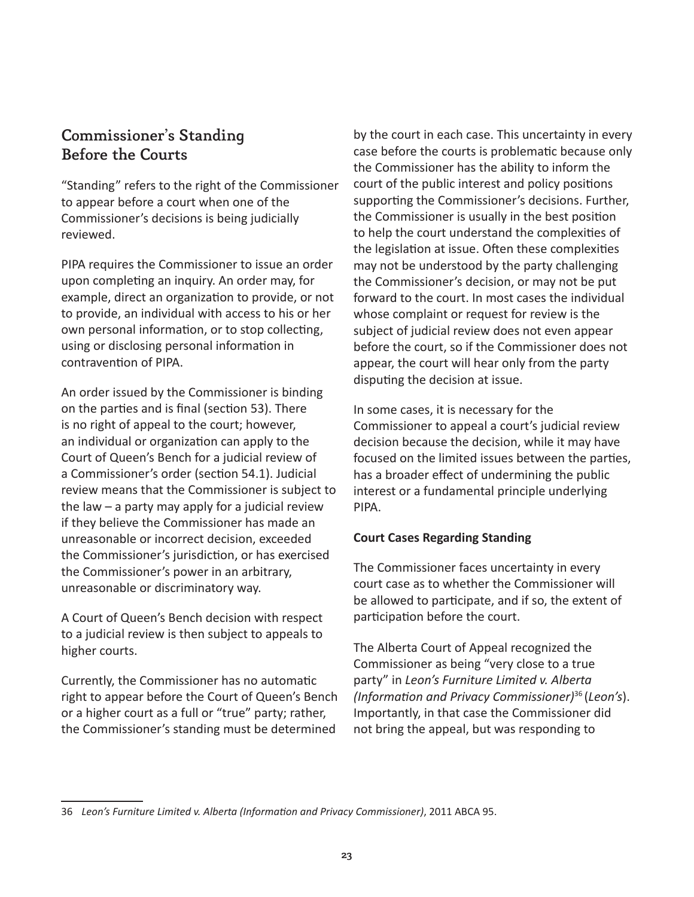## Commissioner's Standing Before the Courts

"Standing" refers to the right of the Commissioner to appear before a court when one of the Commissioner's decisions is being judicially reviewed.

PIPA requires the Commissioner to issue an order upon completing an inquiry. An order may, for example, direct an organization to provide, or not to provide, an individual with access to his or her own personal information, or to stop collecting, using or disclosing personal information in contravention of PIPA.

An order issued by the Commissioner is binding on the parties and is final (section 53). There is no right of appeal to the court; however, an individual or organization can apply to the Court of Queen's Bench for a judicial review of a Commissioner's order (section 54.1). Judicial review means that the Commissioner is subject to the law – a party may apply for a judicial review if they believe the Commissioner has made an unreasonable or incorrect decision, exceeded the Commissioner's jurisdiction, or has exercised the Commissioner's power in an arbitrary, unreasonable or discriminatory way.

A Court of Queen's Bench decision with respect to a judicial review is then subject to appeals to higher courts.

Currently, the Commissioner has no automatic right to appear before the Court of Queen's Bench or a higher court as a full or "true" party; rather, the Commissioner's standing must be determined by the court in each case. This uncertainty in every case before the courts is problematic because only the Commissioner has the ability to inform the court of the public interest and policy positions supporting the Commissioner's decisions. Further, the Commissioner is usually in the best position to help the court understand the complexities of the legislation at issue. Often these complexities may not be understood by the party challenging the Commissioner's decision, or may not be put forward to the court. In most cases the individual whose complaint or request for review is the subject of judicial review does not even appear before the court, so if the Commissioner does not appear, the court will hear only from the party disputing the decision at issue.

In some cases, it is necessary for the Commissioner to appeal a court's judicial review decision because the decision, while it may have focused on the limited issues between the parties, has a broader effect of undermining the public interest or a fundamental principle underlying PIPA.

**Court Cases Regarding Standing**

The Commissioner faces uncertainty in every court case as to whether the Commissioner will be allowed to participate, and if so, the extent of participation before the court.

The Alberta Court of Appeal recognized the Commissioner as being "very close to a true party" in *Leon's Furniture Limited v. Alberta (Information and Privacy Commissioner)*[36] (*Leon's*). Importantly, in that case the Commissioner did not bring the appeal, but was responding to

36 *Leon's Furniture Limited v. Alberta (Information and Privacy Commissioner)*, 2011 ABCA 95.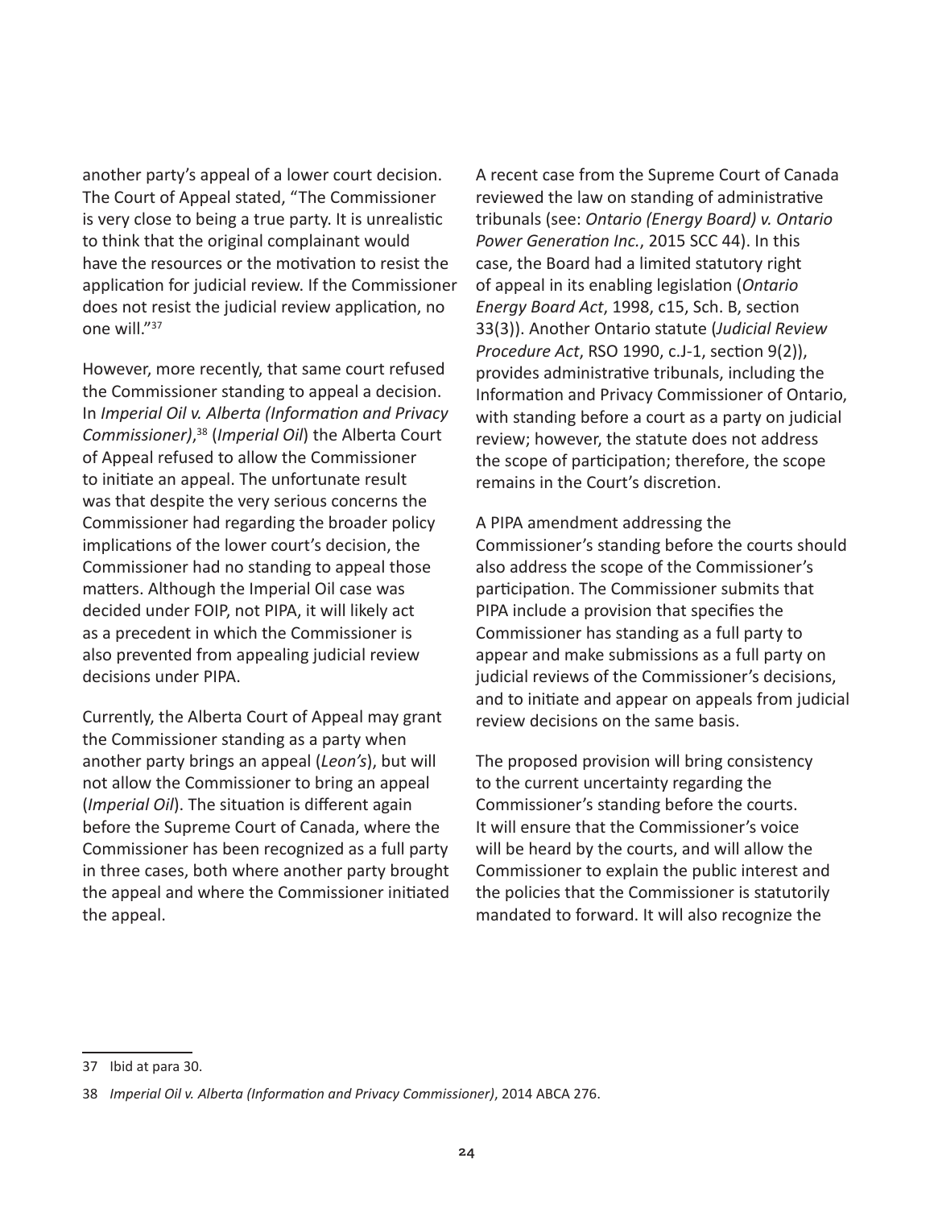another party's appeal of a lower court decision. The Court of Appeal stated, "The Commissioner is very close to being a true party. It is unrealistic to think that the original complainant would have the resources or the motivation to resist the application for judicial review. If the Commissioner does not resist the judicial review application, no one will."[37]

However, more recently, that same court refused the Commissioner standing to appeal a decision. In *Imperial Oil v. Alberta (Information and Privacy Commissioner)*,[38] (*Imperial Oil*) the Alberta Court of Appeal refused to allow the Commissioner to initiate an appeal. The unfortunate result was that despite the very serious concerns the Commissioner had regarding the broader policy implications of the lower court's decision, the Commissioner had no standing to appeal those matters. Although the Imperial Oil case was decided under FOIP, not PIPA, it will likely act as a precedent in which the Commissioner is also prevented from appealing judicial review decisions under PIPA.

Currently, the Alberta Court of Appeal may grant the Commissioner standing as a party when another party brings an appeal (*Leon's*), but will not allow the Commissioner to bring an appeal (*Imperial Oil*). The situation is different again before the Supreme Court of Canada, where the Commissioner has been recognized as a full party in three cases, both where another party brought the appeal and where the Commissioner initiated the appeal.

A recent case from the Supreme Court of Canada reviewed the law on standing of administrative tribunals (see: *Ontario (Energy Board) v. Ontario Power Generation Inc.*, 2015 SCC 44). In this case, the Board had a limited statutory right of appeal in its enabling legislation (*Ontario Energy Board Act*, 1998, c15, Sch. B, section 33(3)). Another Ontario statute (*Judicial Review Procedure Act*, RSO 1990, c.J-1, section 9(2)), provides administrative tribunals, including the Information and Privacy Commissioner of Ontario, with standing before a court as a party on judicial review; however, the statute does not address the scope of participation; therefore, the scope remains in the Court's discretion.

A PIPA amendment addressing the Commissioner's standing before the courts should also address the scope of the Commissioner's participation. The Commissioner submits that PIPA include a provision that specifies the Commissioner has standing as a full party to appear and make submissions as a full party on judicial reviews of the Commissioner's decisions, and to initiate and appear on appeals from judicial review decisions on the same basis.

The proposed provision will bring consistency to the current uncertainty regarding the Commissioner's standing before the courts. It will ensure that the Commissioner's voice will be heard by the courts, and will allow the Commissioner to explain the public interest and the policies that the Commissioner is statutorily mandated to forward. It will also recognize the

---

37 Ibid at para 30.

38 *Imperial Oil v. Alberta (Information and Privacy Commissioner)*, 2014 ABCA 276.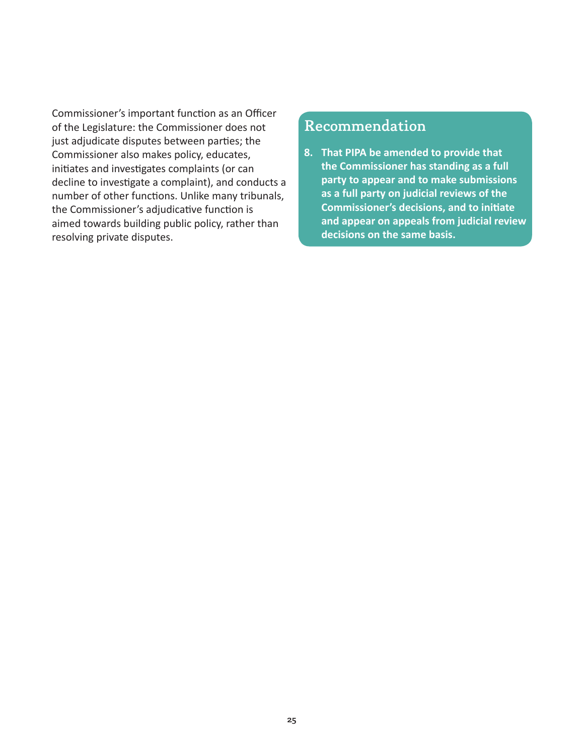Commissioner's important function as an Officer of the Legislature: the Commissioner does not just adjudicate disputes between parties; the Commissioner also makes policy, educates, initiates and investigates complaints (or can decline to investigate a complaint), and conducts a number of other functions. Unlike many tribunals, the Commissioner's adjudicative function is aimed towards building public policy, rather than resolving private disputes.

## Recommendation

**8. That PIPA be amended to provide that the Commissioner has standing as a full party to appear and to make submissions as a full party on judicial reviews of the Commissioner's decisions, and to initiate and appear on appeals from judicial review decisions on the same basis.**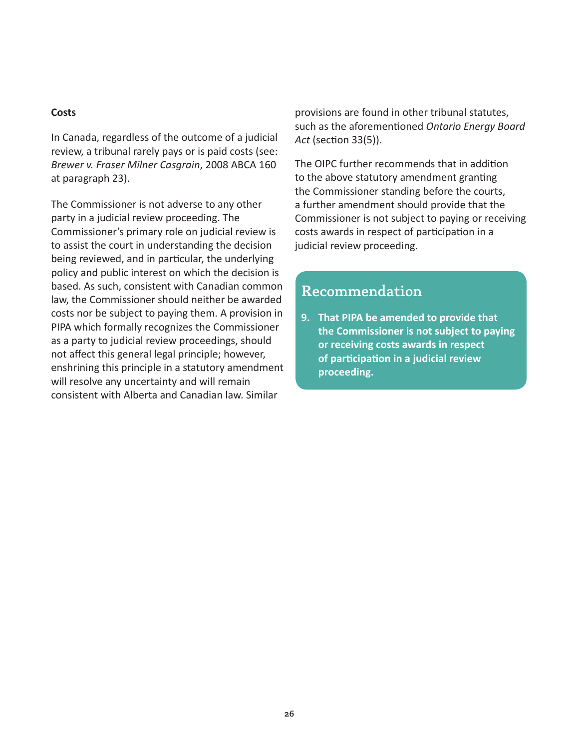### Costs

In Canada, regardless of the outcome of a judicial review, a tribunal rarely pays or is paid costs (see: *Brewer v. Fraser Milner Casgrain*, 2008 ABCA 160 at paragraph 23).

The Commissioner is not adverse to any other party in a judicial review proceeding. The Commissioner's primary role on judicial review is to assist the court in understanding the decision being reviewed, and in particular, the underlying policy and public interest on which the decision is based. As such, consistent with Canadian common law, the Commissioner should neither be awarded costs nor be subject to paying them. A provision in PIPA which formally recognizes the Commissioner as a party to judicial review proceedings, should not affect this general legal principle; however, enshrining this principle in a statutory amendment will resolve any uncertainty and will remain consistent with Alberta and Canadian law. Similar provisions are found in other tribunal statutes, such as the aforementioned *Ontario Energy Board Act* (section 33(5)).

The OIPC further recommends that in addition to the above statutory amendment granting the Commissioner standing before the courts, a further amendment should provide that the Commissioner is not subject to paying or receiving costs awards in respect of participation in a judicial review proceeding.

## Recommendation

9. **That PIPA be amended to provide that the Commissioner is not subject to paying or receiving costs awards in respect of participation in a judicial review proceeding.**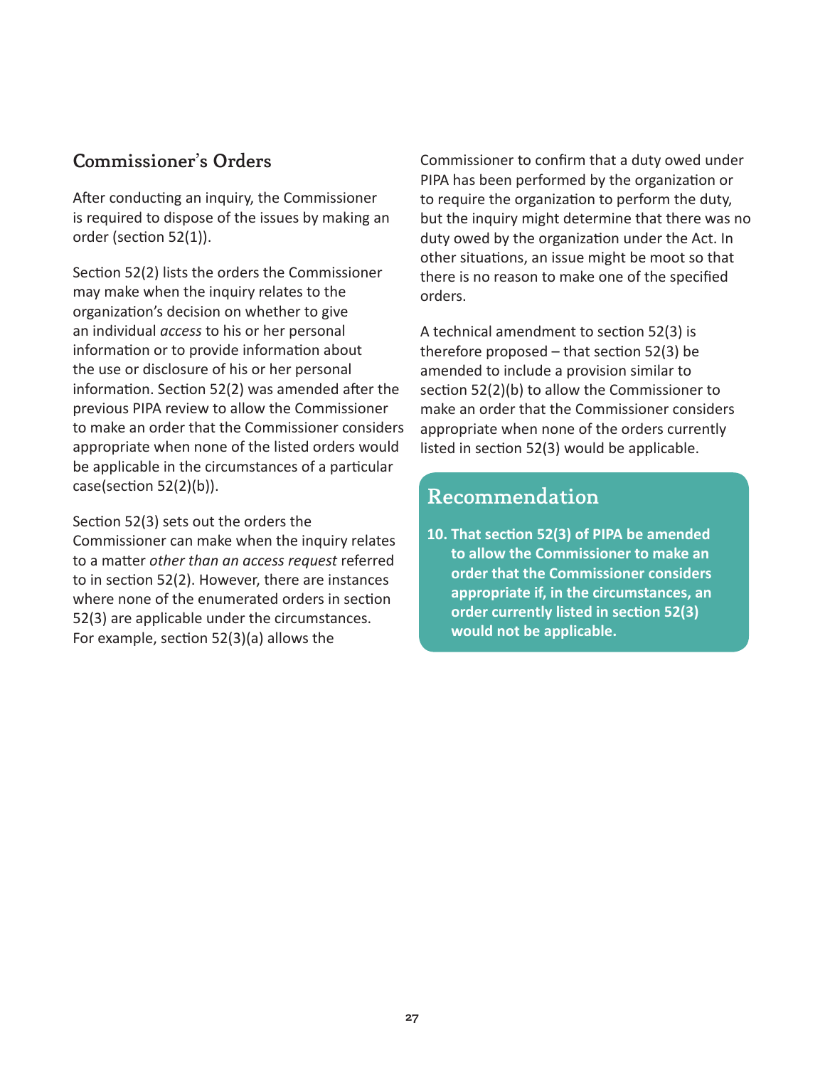## Commissioner's Orders

After conducting an inquiry, the Commissioner is required to dispose of the issues by making an order (section 52(1)).

Section 52(2) lists the orders the Commissioner may make when the inquiry relates to the organization's decision on whether to give an individual *access* to his or her personal information or to provide information about the use or disclosure of his or her personal information. Section 52(2) was amended after the previous PIPA review to allow the Commissioner to make an order that the Commissioner considers appropriate when none of the listed orders would be applicable in the circumstances of a particular case(section 52(2)(b)).

Section 52(3) sets out the orders the Commissioner can make when the inquiry relates to a matter *other than an access request* referred to in section 52(2). However, there are instances where none of the enumerated orders in section 52(3) are applicable under the circumstances. For example, section 52(3)(a) allows the Commissioner to confirm that a duty owed under PIPA has been performed by the organization or to require the organization to perform the duty, but the inquiry might determine that there was no duty owed by the organization under the Act. In other situations, an issue might be moot so that there is no reason to make one of the specified orders.

A technical amendment to section 52(3) is therefore proposed – that section 52(3) be amended to include a provision similar to section 52(2)(b) to allow the Commissioner to make an order that the Commissioner considers appropriate when none of the orders currently listed in section 52(3) would be applicable.

### Recommendation

**10. That section 52(3) of PIPA be amended to allow the Commissioner to make an order that the Commissioner considers appropriate if, in the circumstances, an order currently listed in section 52(3) would not be applicable.**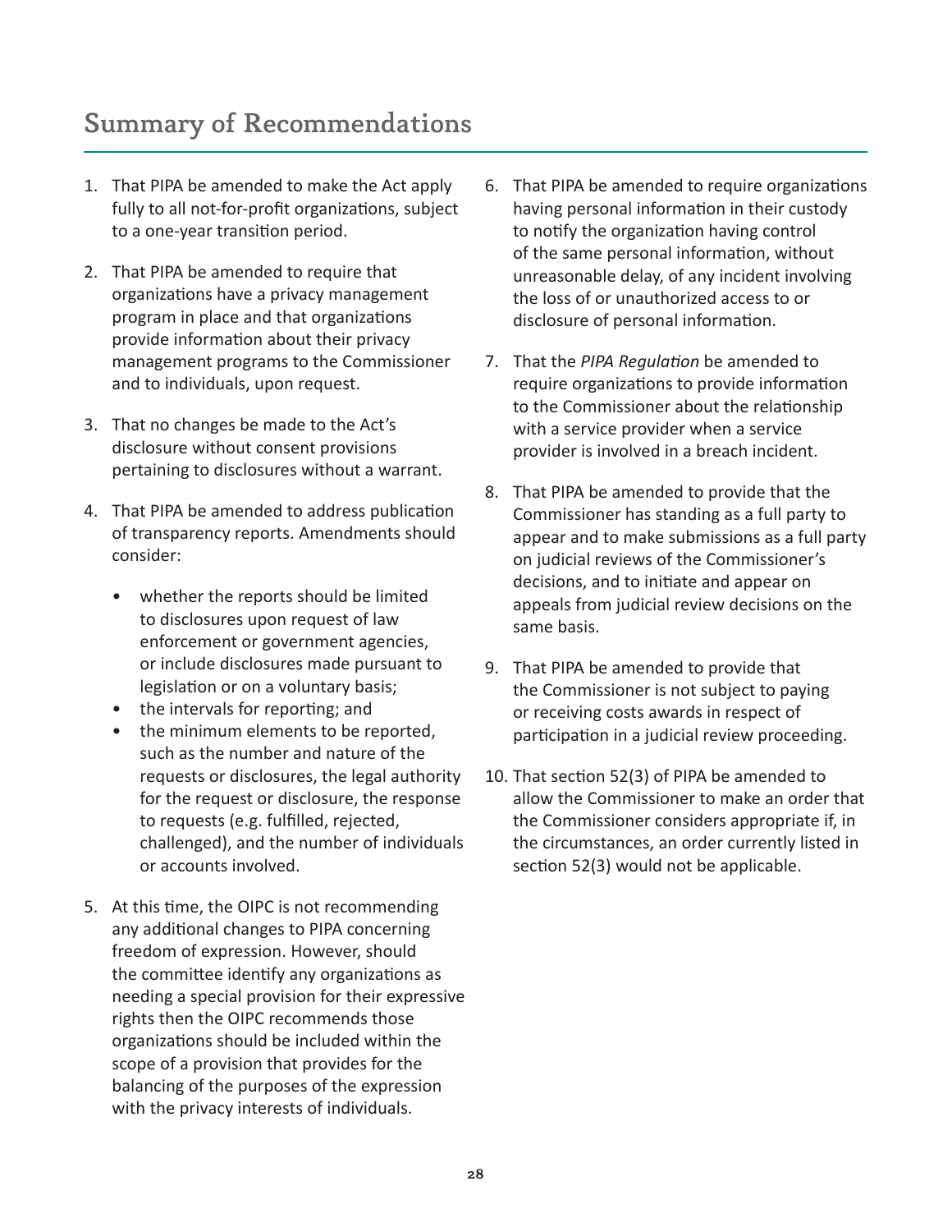## Summary of Recommendations

1. That PIPA be amended to make the Act apply fully to all not-for-profit organizations, subject to a one-year transition period.

2. That PIPA be amended to require that organizations have a privacy management program in place and that organizations provide information about their privacy management programs to the Commissioner and to individuals, upon request.

3. That no changes be made to the Act's disclosure without consent provisions pertaining to disclosures without a warrant.

4. That PIPA be amended to address publication of transparency reports. Amendments should consider:

   - whether the reports should be limited to disclosures upon request of law enforcement or government agencies, or include disclosures made pursuant to legislation or on a voluntary basis;
   - the intervals for reporting; and
   - the minimum elements to be reported, such as the number and nature of the requests or disclosures, the legal authority for the request or disclosure, the response to requests (e.g. fulfilled, rejected, challenged), and the number of individuals or accounts involved.

5. At this time, the OIPC is not recommending any additional changes to PIPA concerning freedom of expression. However, should the committee identify any organizations as needing a special provision for their expressive rights then the OIPC recommends those organizations should be included within the scope of a provision that provides for the balancing of the purposes of the expression with the privacy interests of individuals.

6. That PIPA be amended to require organizations having personal information in their custody to notify the organization having control of the same personal information, without unreasonable delay, of any incident involving the loss of or unauthorized access to or disclosure of personal information.

7. That the *PIPA Regulation* be amended to require organizations to provide information to the Commissioner about the relationship with a service provider when a service provider is involved in a breach incident.

8. That PIPA be amended to provide that the Commissioner has standing as a full party to appear and to make submissions as a full party on judicial reviews of the Commissioner's decisions, and to initiate and appear on appeals from judicial review decisions on the same basis.

9. That PIPA be amended to provide that the Commissioner is not subject to paying or receiving costs awards in respect of participation in a judicial review proceeding.

10. That section 52(3) of PIPA be amended to allow the Commissioner to make an order that the Commissioner considers appropriate if, in the circumstances, an order currently listed in section 52(3) would not be applicable.